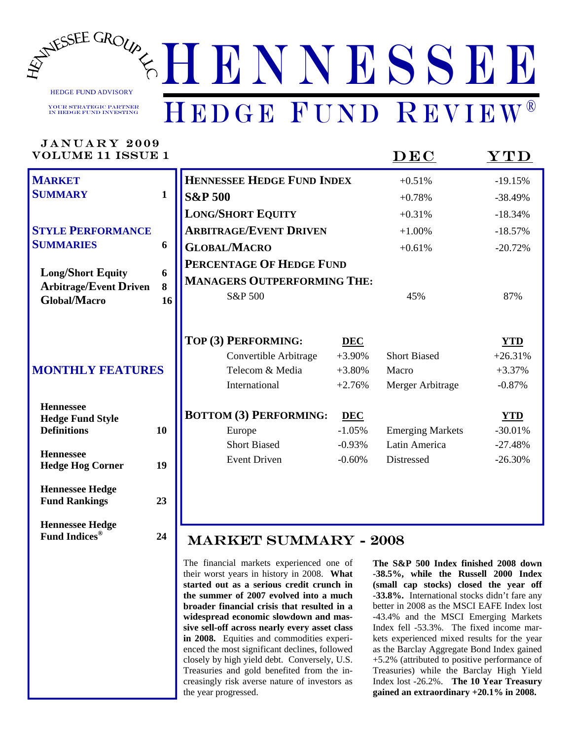# HENNESSEE

## HEDGE FUND REVIEW®

HENNESSEE GROUP LLC

HEDGE FUND ADVISORY

YOUR STRATEGIC PARTNER IN HEDGE FUND INVESTING

JANUARY 2009
VOLUME 11 ISSUE 1

| Contents | Page |
|---|---|
| **MARKET SUMMARY** | 1 |
| **STYLE PERFORMANCE SUMMARIES** | 6 |
| Long/Short Equity | 6 |
| Arbitrage/Event Driven | 8 |
| Global/Macro | 16 |
| **MONTHLY FEATURES** | |
| Hennessee Hedge Fund Style Definitions | 10 |
| Hennessee Hedge Hog Corner | 19 |
| Hennessee Hedge Fund Rankings | 23 |
| Hennessee Hedge Fund Indices® | 24 |

| | DEC | YTD |
|---|---|---|
| **HENNESSEE HEDGE FUND INDEX** | +0.51% | -19.15% |
| **S&P 500** | +0.78% | -38.49% |
| **LONG/SHORT EQUITY** | +0.31% | -18.34% |
| **ARBITRAGE/EVENT DRIVEN** | +1.00% | -18.57% |
| **GLOBAL/MACRO** | +0.61% | -20.72% |
| **PERCENTAGE OF HEDGE FUND MANAGERS OUTPERFORMING THE:** | | |
| S&P 500 | 45% | 87% |

| **TOP (3) PERFORMING:** | DEC | | YTD |
|---|---|---|---|
| Convertible Arbitrage | +3.90% | Short Biased | +26.31% |
| Telecom & Media | +3.80% | Macro | +3.37% |
| International | +2.76% | Merger Arbitrage | -0.87% |

| **BOTTOM (3) PERFORMING:** | DEC | | YTD |
|---|---|---|---|
| Europe | -1.05% | Emerging Markets | -30.01% |
| Short Biased | -0.93% | Latin America | -27.48% |
| Event Driven | -0.60% | Distressed | -26.30% |

## MARKET SUMMARY - 2008

The financial markets experienced one of their worst years in history in 2008. **What started out as a serious credit crunch in the summer of 2007 evolved into a much broader financial crisis that resulted in a widespread economic slowdown and massive sell-off across nearly every asset class in 2008.** Equities and commodities experienced the most significant declines, followed closely by high yield debt. Conversely, U.S. Treasuries and gold benefited from the increasingly risk averse nature of investors as the year progressed.

**The S&P 500 Index finished 2008 down -38.5%, while the Russell 2000 Index (small cap stocks) closed the year off -33.8%.** International stocks didn't fare any better in 2008 as the MSCI EAFE Index lost -43.4% and the MSCI Emerging Markets Index fell -53.3%. The fixed income markets experienced mixed results for the year as the Barclay Aggregate Bond Index gained +5.2% (attributed to positive performance of Treasuries) while the Barclay High Yield Index lost -26.2%. **The 10 Year Treasury gained an extraordinary +20.1% in 2008.**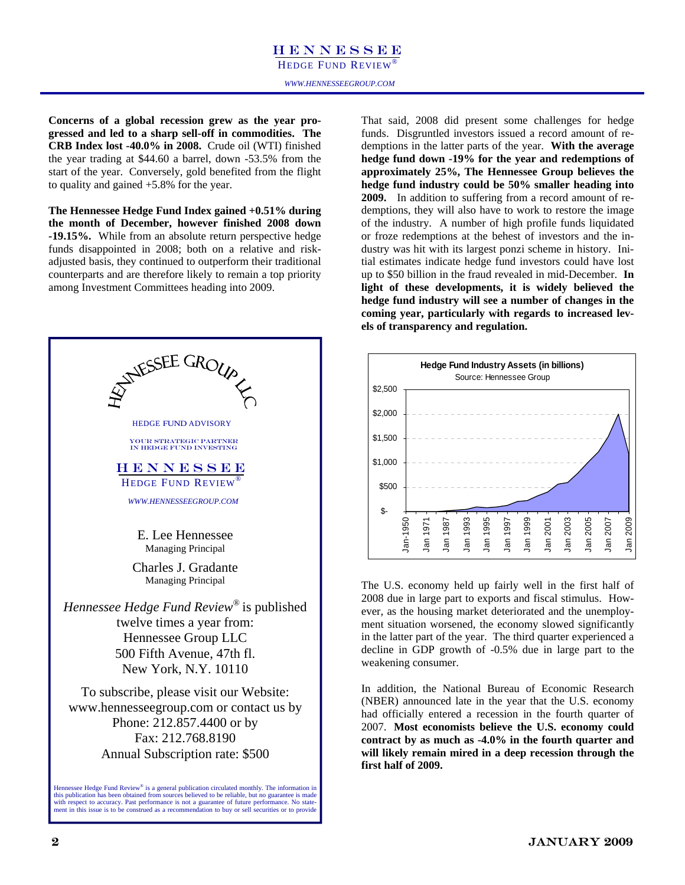**Concerns of a global recession grew as the year progressed and led to a sharp sell-off in commodities. The CRB Index lost -40.0% in 2008.** Crude oil (WTI) finished the year trading at $44.60 a barrel, down -53.5% from the start of the year. Conversely, gold benefited from the flight to quality and gained +5.8% for the year.

**The Hennessee Hedge Fund Index gained +0.51% during the month of December, however finished 2008 down -19.15%.** While from an absolute return perspective hedge funds disappointed in 2008; both on a relative and risk-adjusted basis, they continued to outperform their traditional counterparts and are therefore likely to remain a top priority among Investment Committees heading into 2009.

HENNESSEE GROUP LLC

HEDGE FUND ADVISORY

YOUR STRATEGIC PARTNER IN HEDGE FUND INVESTING

HENNESSEE HEDGE FUND REVIEW®

*WWW.HENNESSEEGROUP.COM*

E. Lee Hennessee
Managing Principal

Charles J. Gradante
Managing Principal

*Hennessee Hedge Fund Review®* is published twelve times a year from:
Hennessee Group LLC
500 Fifth Avenue, 47th fl.
New York, N.Y. 10110

To subscribe, please visit our Website: www.hennesseegroup.com or contact us by Phone: 212.857.4400 or by Fax: 212.768.8190
Annual Subscription rate: $500

Hennessee Hedge Fund Review® is a general publication circulated monthly. The information in this publication has been obtained from sources believed to be reliable, but no guarantee is made with respect to accuracy. Past performance is not a guarantee of future performance. No statement in this issue is to be construed as a recommendation to buy or sell securities or to provide

That said, 2008 did present some challenges for hedge funds. Disgruntled investors issued a record amount of redemptions in the latter parts of the year. **With the average hedge fund down -19% for the year and redemptions of approximately 25%, The Hennessee Group believes the hedge fund industry could be 50% smaller heading into 2009.** In addition to suffering from a record amount of redemptions, they will also have to work to restore the image of the industry. A number of high profile funds liquidated or froze redemptions at the behest of investors and the industry was hit with its largest ponzi scheme in history. Initial estimates indicate hedge fund investors could have lost up to $50 billion in the fraud revealed in mid-December. **In light of these developments, it is widely believed the hedge fund industry will see a number of changes in the coming year, particularly with regards to increased levels of transparency and regulation.**

**Hedge Fund Industry Assets (in billions)**
Source: Hennessee Group

The U.S. economy held up fairly well in the first half of 2008 due in large part to exports and fiscal stimulus. However, as the housing market deteriorated and the unemployment situation worsened, the economy slowed significantly in the latter part of the year. The third quarter experienced a decline in GDP growth of -0.5% due in large part to the weakening consumer.

In addition, the National Bureau of Economic Research (NBER) announced late in the year that the U.S. economy had officially entered a recession in the fourth quarter of 2007. **Most economists believe the U.S. economy could contract by as much as -4.0% in the fourth quarter and will likely remain mired in a deep recession through the first half of 2009.**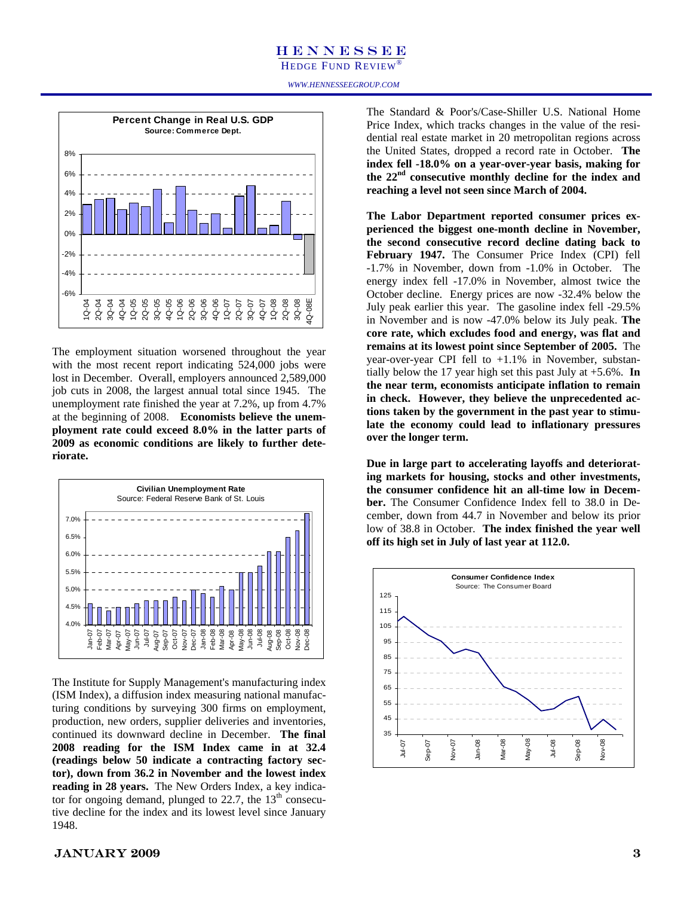The employment situation worsened throughout the year with the most recent report indicating 524,000 jobs were lost in December. Overall, employers announced 2,589,000 job cuts in 2008, the largest annual total since 1945. The unemployment rate finished the year at 7.2%, up from 4.7% at the beginning of 2008. **Economists believe the unemployment rate could exceed 8.0% in the latter parts of 2009 as economic conditions are likely to further deteriorate.**

The Institute for Supply Management's manufacturing index (ISM Index), a diffusion index measuring national manufacturing conditions by surveying 300 firms on employment, production, new orders, supplier deliveries and inventories, continued its downward decline in December. **The final 2008 reading for the ISM Index came in at 32.4 (readings below 50 indicate a contracting factory sector), down from 36.2 in November and the lowest index reading in 28 years.** The New Orders Index, a key indicator for ongoing demand, plunged to 22.7, the 13th consecutive decline for the index and its lowest level since January 1948.

The Standard & Poor's/Case-Shiller U.S. National Home Price Index, which tracks changes in the value of the residential real estate market in 20 metropolitan regions across the United States, dropped a record rate in October. **The index fell -18.0% on a year-over-year basis, making for the 22nd consecutive monthly decline for the index and reaching a level not seen since March of 2004.**

**The Labor Department reported consumer prices experienced the biggest one-month decline in November, the second consecutive record decline dating back to February 1947.** The Consumer Price Index (CPI) fell -1.7% in November, down from -1.0% in October. The energy index fell -17.0% in November, almost twice the October decline. Energy prices are now -32.4% below the July peak earlier this year. The gasoline index fell -29.5% in November and is now -47.0% below its July peak. **The core rate, which excludes food and energy, was flat and remains at its lowest point since September of 2005.** The year-over-year CPI fell to +1.1% in November, substantially below the 17 year high set this past July at +5.6%. **In the near term, economists anticipate inflation to remain in check. However, they believe the unprecedented actions taken by the government in the past year to stimulate the economy could lead to inflationary pressures over the longer term.**

**Due in large part to accelerating layoffs and deteriorating markets for housing, stocks and other investments, the consumer confidence hit an all-time low in December.** The Consumer Confidence Index fell to 38.0 in December, down from 44.7 in November and below its prior low of 38.8 in October. **The index finished the year well off its high set in July of last year at 112.0.**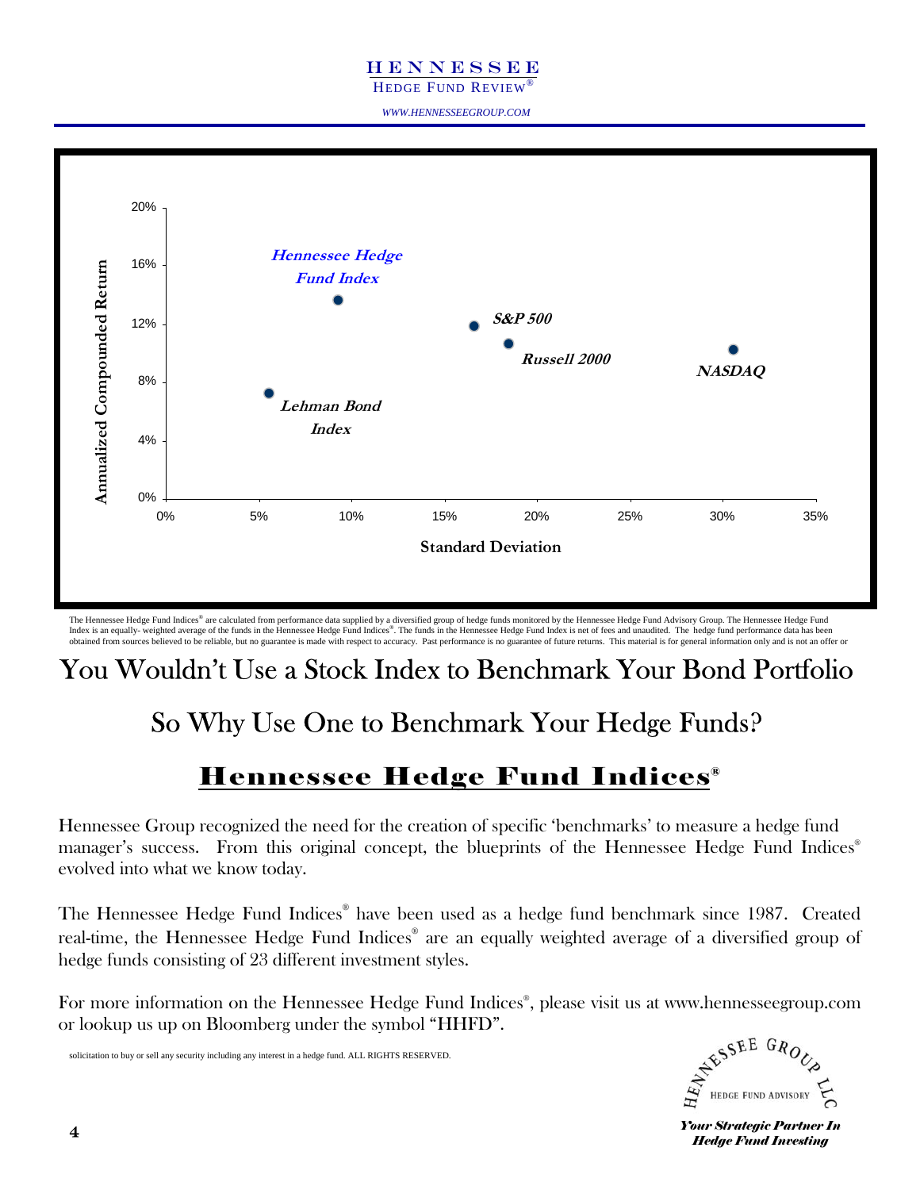Annualized Compounded Return vs. Standard Deviation

| Index | Standard Deviation | Annualized Compounded Return |
|---|---|---|
| Hennessee Hedge Fund Index | ~9% | ~14% |
| Lehman Bond Index | ~5.5% | ~7% |
| S&P 500 | ~16.5% | ~12% |
| Russell 2000 | ~18.5% | ~10.5% |
| NASDAQ | ~30.5% | ~10% |

The Hennessee Hedge Fund Indices® are calculated from performance data supplied by a diversified group of hedge funds monitored by the Hennessee Hedge Fund Advisory Group. The Hennessee Hedge Fund Index is an equally- weighted average of the funds in the Hennessee Hedge Fund Indices®. The funds in the Hennessee Hedge Fund Index is net of fees and unaudited. The hedge fund performance data has been obtained from sources believed to be reliable, but no guarantee is made with respect to accuracy. Past performance is no guarantee of future returns. This material is for general information only and is not an offer or solicitation to buy or sell any security including any interest in a hedge fund. ALL RIGHTS RESERVED.

# You Wouldn't Use a Stock Index to Benchmark Your Bond Portfolio

## So Why Use One to Benchmark Your Hedge Funds?

## Hennessee Hedge Fund Indices®

Hennessee Group recognized the need for the creation of specific 'benchmarks' to measure a hedge fund manager's success. From this original concept, the blueprints of the Hennessee Hedge Fund Indices® evolved into what we know today.

The Hennessee Hedge Fund Indices® have been used as a hedge fund benchmark since 1987. Created real-time, the Hennessee Hedge Fund Indices® are an equally weighted average of a diversified group of hedge funds consisting of 23 different investment styles.

For more information on the Hennessee Hedge Fund Indices®, please visit us at www.hennesseegroup.com or lookup us up on Bloomberg under the symbol "HHFD".

HENNESSEE GROUP LLC
HEDGE FUND ADVISORY

***Your Strategic Partner In Hedge Fund Investing***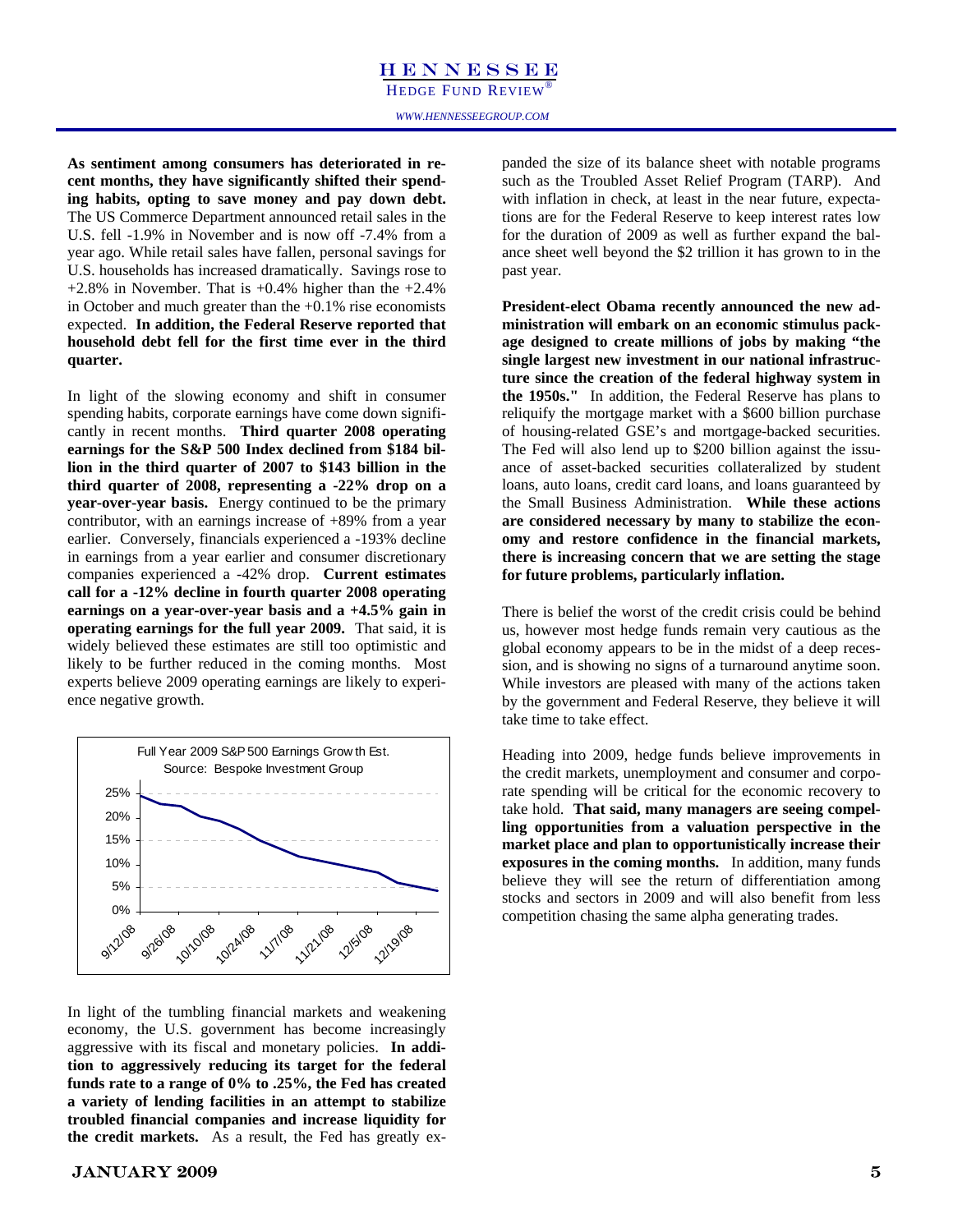**As sentiment among consumers has deteriorated in recent months, they have significantly shifted their spending habits, opting to save money and pay down debt.** The US Commerce Department announced retail sales in the U.S. fell -1.9% in November and is now off -7.4% from a year ago. While retail sales have fallen, personal savings for U.S. households has increased dramatically. Savings rose to +2.8% in November. That is +0.4% higher than the +2.4% in October and much greater than the +0.1% rise economists expected. **In addition, the Federal Reserve reported that household debt fell for the first time ever in the third quarter.**

In light of the slowing economy and shift in consumer spending habits, corporate earnings have come down significantly in recent months. **Third quarter 2008 operating earnings for the S&P 500 Index declined from $184 billion in the third quarter of 2007 to $143 billion in the third quarter of 2008, representing a -22% drop on a year-over-year basis.** Energy continued to be the primary contributor, with an earnings increase of +89% from a year earlier. Conversely, financials experienced a -193% decline in earnings from a year earlier and consumer discretionary companies experienced a -42% drop. **Current estimates call for a -12% decline in fourth quarter 2008 operating earnings on a year-over-year basis and a +4.5% gain in operating earnings for the full year 2009.** That said, it is widely believed these estimates are still too optimistic and likely to be further reduced in the coming months. Most experts believe 2009 operating earnings are likely to experience negative growth.

Full Year 2009 S&P 500 Earnings Growth Est.
Source: Bespoke Investment Group

In light of the tumbling financial markets and weakening economy, the U.S. government has become increasingly aggressive with its fiscal and monetary policies. **In addition to aggressively reducing its target for the federal funds rate to a range of 0% to .25%, the Fed has created a variety of lending facilities in an attempt to stabilize troubled financial companies and increase liquidity for the credit markets.** As a result, the Fed has greatly expanded the size of its balance sheet with notable programs such as the Troubled Asset Relief Program (TARP). And with inflation in check, at least in the near future, expectations are for the Federal Reserve to keep interest rates low for the duration of 2009 as well as further expand the balance sheet well beyond the $2 trillion it has grown to in the past year.

**President-elect Obama recently announced the new administration will embark on an economic stimulus package designed to create millions of jobs by making "the single largest new investment in our national infrastructure since the creation of the federal highway system in the 1950s."** In addition, the Federal Reserve has plans to reliquify the mortgage market with a $600 billion purchase of housing-related GSE's and mortgage-backed securities. The Fed will also lend up to $200 billion against the issuance of asset-backed securities collateralized by student loans, auto loans, credit card loans, and loans guaranteed by the Small Business Administration. **While these actions are considered necessary by many to stabilize the economy and restore confidence in the financial markets, there is increasing concern that we are setting the stage for future problems, particularly inflation.**

There is belief the worst of the credit crisis could be behind us, however most hedge funds remain very cautious as the global economy appears to be in the midst of a deep recession, and is showing no signs of a turnaround anytime soon. While investors are pleased with many of the actions taken by the government and Federal Reserve, they believe it will take time to take effect.

Heading into 2009, hedge funds believe improvements in the credit markets, unemployment and consumer and corporate spending will be critical for the economic recovery to take hold. **That said, many managers are seeing compelling opportunities from a valuation perspective in the market place and plan to opportunistically increase their exposures in the coming months.** In addition, many funds believe they will see the return of differentiation among stocks and sectors in 2009 and will also benefit from less competition chasing the same alpha generating trades.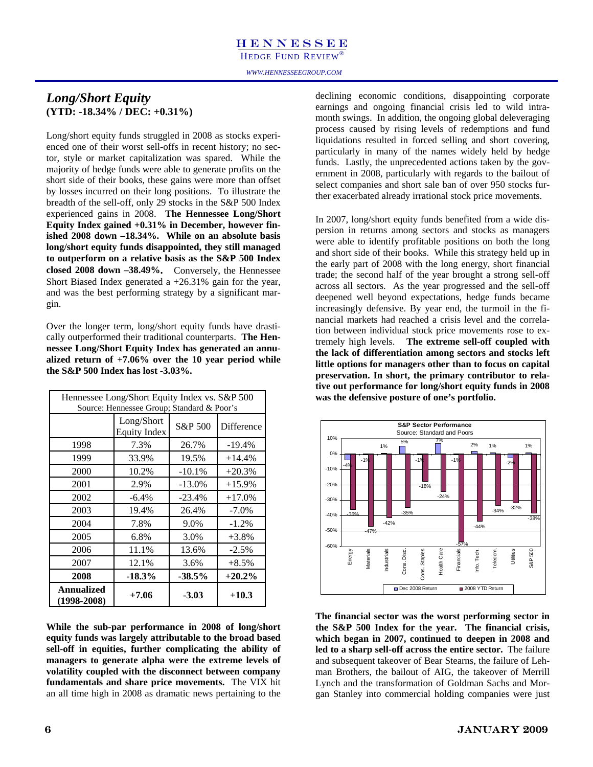## *Long/Short Equity*
**(YTD: -18.34% / DEC: +0.31%)**

Long/short equity funds struggled in 2008 as stocks experienced one of their worst sell-offs in recent history; no sector, style or market capitalization was spared. While the majority of hedge funds were able to generate profits on the short side of their books, these gains were more than offset by losses incurred on their long positions. To illustrate the breadth of the sell-off, only 29 stocks in the S&P 500 Index experienced gains in 2008. **The Hennessee Long/Short Equity Index gained +0.31% in December, however finished 2008 down –18.34%. While on an absolute basis long/short equity funds disappointed, they still managed to outperform on a relative basis as the S&P 500 Index closed 2008 down –38.49%.** Conversely, the Hennessee Short Biased Index generated a +26.31% gain for the year, and was the best performing strategy by a significant margin.

Over the longer term, long/short equity funds have drastically outperformed their traditional counterparts. **The Hennessee Long/Short Equity Index has generated an annualized return of +7.06% over the 10 year period while the S&P 500 Index has lost -3.03%.**

Hennessee Long/Short Equity Index vs. S&P 500
Source: Hennessee Group; Standard & Poor's

| | Long/Short Equity Index | S&P 500 | Difference |
|---|---|---|---|
| 1998 | 7.3% | 26.7% | -19.4% |
| 1999 | 33.9% | 19.5% | +14.4% |
| 2000 | 10.2% | -10.1% | +20.3% |
| 2001 | 2.9% | -13.0% | +15.9% |
| 2002 | -6.4% | -23.4% | +17.0% |
| 2003 | 19.4% | 26.4% | -7.0% |
| 2004 | 7.8% | 9.0% | -1.2% |
| 2005 | 6.8% | 3.0% | +3.8% |
| 2006 | 11.1% | 13.6% | -2.5% |
| 2007 | 12.1% | 3.6% | +8.5% |
| **2008** | **-18.3%** | **-38.5%** | **+20.2%** |
| **Annualized (1998-2008)** | **+7.06** | **-3.03** | **+10.3** |

**While the sub-par performance in 2008 of long/short equity funds was largely attributable to the broad based sell-off in equities, further complicating the ability of managers to generate alpha were the extreme levels of volatility coupled with the disconnect between company fundamentals and share price movements.** The VIX hit an all time high in 2008 as dramatic news pertaining to the declining economic conditions, disappointing corporate earnings and ongoing financial crisis led to wild intra-month swings. In addition, the ongoing global deleveraging process caused by rising levels of redemptions and fund liquidations resulted in forced selling and short covering, particularly in many of the names widely held by hedge funds. Lastly, the unprecedented actions taken by the government in 2008, particularly with regards to the bailout of select companies and short sale ban of over 950 stocks further exacerbated already irrational stock price movements.

In 2007, long/short equity funds benefited from a wide dispersion in returns among sectors and stocks as managers were able to identify profitable positions on both the long and short side of their books. While this strategy held up in the early part of 2008 with the long energy, short financial trade; the second half of the year brought a strong sell-off across all sectors. As the year progressed and the sell-off deepened well beyond expectations, hedge funds became increasingly defensive. By year end, the turmoil in the financial markets had reached a crisis level and the correlation between individual stock price movements rose to extremely high levels. **The extreme sell-off coupled with the lack of differentiation among sectors and stocks left little options for managers other than to focus on capital preservation. In short, the primary contributor to relative out performance for long/short equity funds in 2008 was the defensive posture of one's portfolio.**

**S&P Sector Performance**
Source: Standard and Poors

| Sector | Dec 2008 Return | 2008 YTD Return |
|---|---|---|
| Energy | -4% | -36% |
| Materials | -1% | -47% |
| Industrials | 1% | -42% |
| Cons. Disc. | 5% | -35% |
| Cons. Staples | -1% | -18% |
| Health Care | 7% | -24% |
| Financials | -1% | -57% |
| Info. Tech. | 2% | -44% |
| Telecom. | 1% | -34% |
| Utilities | -2% | -32% |
| S&P 500 | 1% | -38% |

**The financial sector was the worst performing sector in the S&P 500 Index for the year. The financial crisis, which began in 2007, continued to deepen in 2008 and led to a sharp sell-off across the entire sector.** The failure and subsequent takeover of Bear Stearns, the failure of Lehman Brothers, the bailout of AIG, the takeover of Merrill Lynch and the transformation of Goldman Sachs and Morgan Stanley into commercial holding companies were just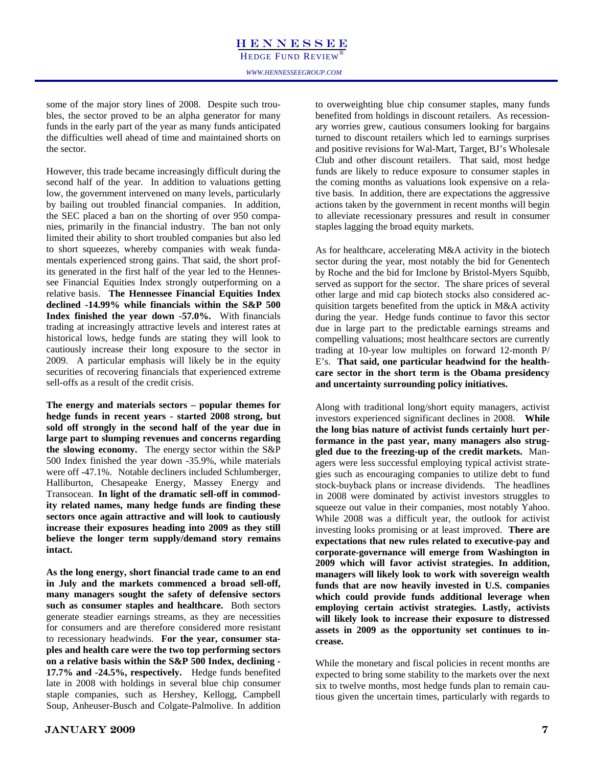some of the major story lines of 2008. Despite such troubles, the sector proved to be an alpha generator for many funds in the early part of the year as many funds anticipated the difficulties well ahead of time and maintained shorts on the sector.

However, this trade became increasingly difficult during the second half of the year. In addition to valuations getting low, the government intervened on many levels, particularly by bailing out troubled financial companies. In addition, the SEC placed a ban on the shorting of over 950 companies, primarily in the financial industry. The ban not only limited their ability to short troubled companies but also led to short squeezes, whereby companies with weak fundamentals experienced strong gains. That said, the short profits generated in the first half of the year led to the Hennessee Financial Equities Index strongly outperforming on a relative basis. **The Hennessee Financial Equities Index declined -14.99% while financials within the S&P 500 Index finished the year down -57.0%.** With financials trading at increasingly attractive levels and interest rates at historical lows, hedge funds are stating they will look to cautiously increase their long exposure to the sector in 2009. A particular emphasis will likely be in the equity securities of recovering financials that experienced extreme sell-offs as a result of the credit crisis.

**The energy and materials sectors – popular themes for hedge funds in recent years - started 2008 strong, but sold off strongly in the second half of the year due in large part to slumping revenues and concerns regarding the slowing economy.** The energy sector within the S&P 500 Index finished the year down -35.9%, while materials were off -47.1%. Notable decliners included Schlumberger, Halliburton, Chesapeake Energy, Massey Energy and Transocean. **In light of the dramatic sell-off in commodity related names, many hedge funds are finding these sectors once again attractive and will look to cautiously increase their exposures heading into 2009 as they still believe the longer term supply/demand story remains intact.**

**As the long energy, short financial trade came to an end in July and the markets commenced a broad sell-off, many managers sought the safety of defensive sectors such as consumer staples and healthcare.** Both sectors generate steadier earnings streams, as they are necessities for consumers and are therefore considered more resistant to recessionary headwinds. **For the year, consumer staples and health care were the two top performing sectors on a relative basis within the S&P 500 Index, declining -17.7% and -24.5%, respectively.** Hedge funds benefited late in 2008 with holdings in several blue chip consumer staple companies, such as Hershey, Kellogg, Campbell Soup, Anheuser-Busch and Colgate-Palmolive. In addition to overweighting blue chip consumer staples, many funds benefited from holdings in discount retailers. As recessionary worries grew, cautious consumers looking for bargains turned to discount retailers which led to earnings surprises and positive revisions for Wal-Mart, Target, BJ's Wholesale Club and other discount retailers. That said, most hedge funds are likely to reduce exposure to consumer staples in the coming months as valuations look expensive on a relative basis. In addition, there are expectations the aggressive actions taken by the government in recent months will begin to alleviate recessionary pressures and result in consumer staples lagging the broad equity markets.

As for healthcare, accelerating M&A activity in the biotech sector during the year, most notably the bid for Genentech by Roche and the bid for Imclone by Bristol-Myers Squibb, served as support for the sector. The share prices of several other large and mid cap biotech stocks also considered acquisition targets benefited from the uptick in M&A activity during the year. Hedge funds continue to favor this sector due in large part to the predictable earnings streams and compelling valuations; most healthcare sectors are currently trading at 10-year low multiples on forward 12-month P/E's. **That said, one particular headwind for the healthcare sector in the short term is the Obama presidency and uncertainty surrounding policy initiatives.**

Along with traditional long/short equity managers, activist investors experienced significant declines in 2008. **While the long bias nature of activist funds certainly hurt performance in the past year, many managers also struggled due to the freezing-up of the credit markets.** Managers were less successful employing typical activist strategies such as encouraging companies to utilize debt to fund stock-buyback plans or increase dividends. The headlines in 2008 were dominated by activist investors struggles to squeeze out value in their companies, most notably Yahoo. While 2008 was a difficult year, the outlook for activist investing looks promising or at least improved. **There are expectations that new rules related to executive-pay and corporate-governance will emerge from Washington in 2009 which will favor activist strategies. In addition, managers will likely look to work with sovereign wealth funds that are now heavily invested in U.S. companies which could provide funds additional leverage when employing certain activist strategies. Lastly, activists will likely look to increase their exposure to distressed assets in 2009 as the opportunity set continues to increase.**

While the monetary and fiscal policies in recent months are expected to bring some stability to the markets over the next six to twelve months, most hedge funds plan to remain cautious given the uncertain times, particularly with regards to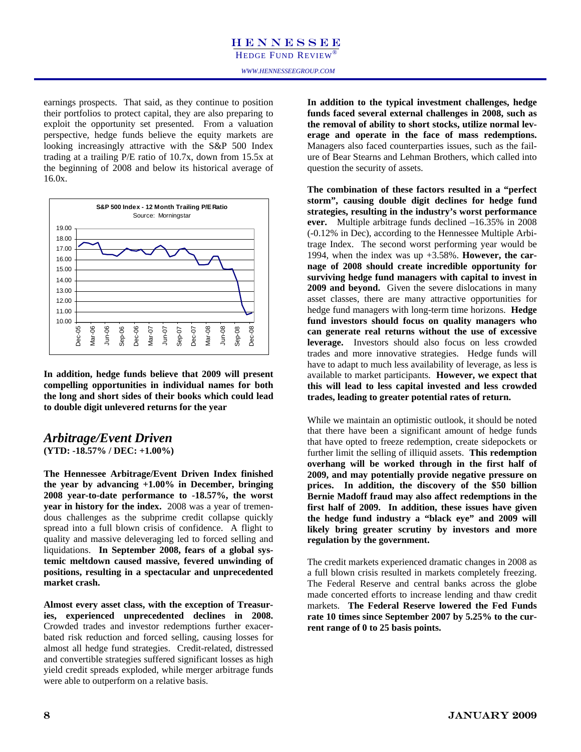earnings prospects. That said, as they continue to position their portfolios to protect capital, they are also preparing to exploit the opportunity set presented. From a valuation perspective, hedge funds believe the equity markets are looking increasingly attractive with the S&P 500 Index trading at a trailing P/E ratio of 10.7x, down from 15.5x at the beginning of 2008 and below its historical average of 16.0x.

**S&P 500 Index - 12 Month Trailing P/E Ratio**
Source: Morningstar

**In addition, hedge funds believe that 2009 will present compelling opportunities in individual names for both the long and short sides of their books which could lead to double digit unlevered returns for the year**

## *Arbitrage/Event Driven*

**(YTD: -18.57% / DEC: +1.00%)**

**The Hennessee Arbitrage/Event Driven Index finished the year by advancing +1.00% in December, bringing 2008 year-to-date performance to -18.57%, the worst year in history for the index.** 2008 was a year of tremendous challenges as the subprime credit collapse quickly spread into a full blown crisis of confidence. A flight to quality and massive deleveraging led to forced selling and liquidations. **In September 2008, fears of a global systemic meltdown caused massive, fevered unwinding of positions, resulting in a spectacular and unprecedented market crash.**

**Almost every asset class, with the exception of Treasuries, experienced unprecedented declines in 2008.** Crowded trades and investor redemptions further exacerbated risk reduction and forced selling, causing losses for almost all hedge fund strategies. Credit-related, distressed and convertible strategies suffered significant losses as high yield credit spreads exploded, while merger arbitrage funds were able to outperform on a relative basis.

**In addition to the typical investment challenges, hedge funds faced several external challenges in 2008, such as the removal of ability to short stocks, utilize normal leverage and operate in the face of mass redemptions.** Managers also faced counterparties issues, such as the failure of Bear Stearns and Lehman Brothers, which called into question the security of assets.

**The combination of these factors resulted in a "perfect storm", causing double digit declines for hedge fund strategies, resulting in the industry's worst performance ever.** Multiple arbitrage funds declined –16.35% in 2008 (-0.12% in Dec), according to the Hennessee Multiple Arbitrage Index. The second worst performing year would be 1994, when the index was up +3.58%. **However, the carnage of 2008 should create incredible opportunity for surviving hedge fund managers with capital to invest in 2009 and beyond.** Given the severe dislocations in many asset classes, there are many attractive opportunities for hedge fund managers with long-term time horizons. **Hedge fund investors should focus on quality managers who can generate real returns without the use of excessive leverage.** Investors should also focus on less crowded trades and more innovative strategies. Hedge funds will have to adapt to much less availability of leverage, as less is available to market participants. **However, we expect that this will lead to less capital invested and less crowded trades, leading to greater potential rates of return.**

While we maintain an optimistic outlook, it should be noted that there have been a significant amount of hedge funds that have opted to freeze redemption, create sidepockets or further limit the selling of illiquid assets. **This redemption overhang will be worked through in the first half of 2009, and may potentially provide negative pressure on prices. In addition, the discovery of the $50 billion Bernie Madoff fraud may also affect redemptions in the first half of 2009. In addition, these issues have given the hedge fund industry a "black eye" and 2009 will likely bring greater scrutiny by investors and more regulation by the government.**

The credit markets experienced dramatic changes in 2008 as a full blown crisis resulted in markets completely freezing. The Federal Reserve and central banks across the globe made concerted efforts to increase lending and thaw credit markets. **The Federal Reserve lowered the Fed Funds rate 10 times since September 2007 by 5.25% to the current range of 0 to 25 basis points.**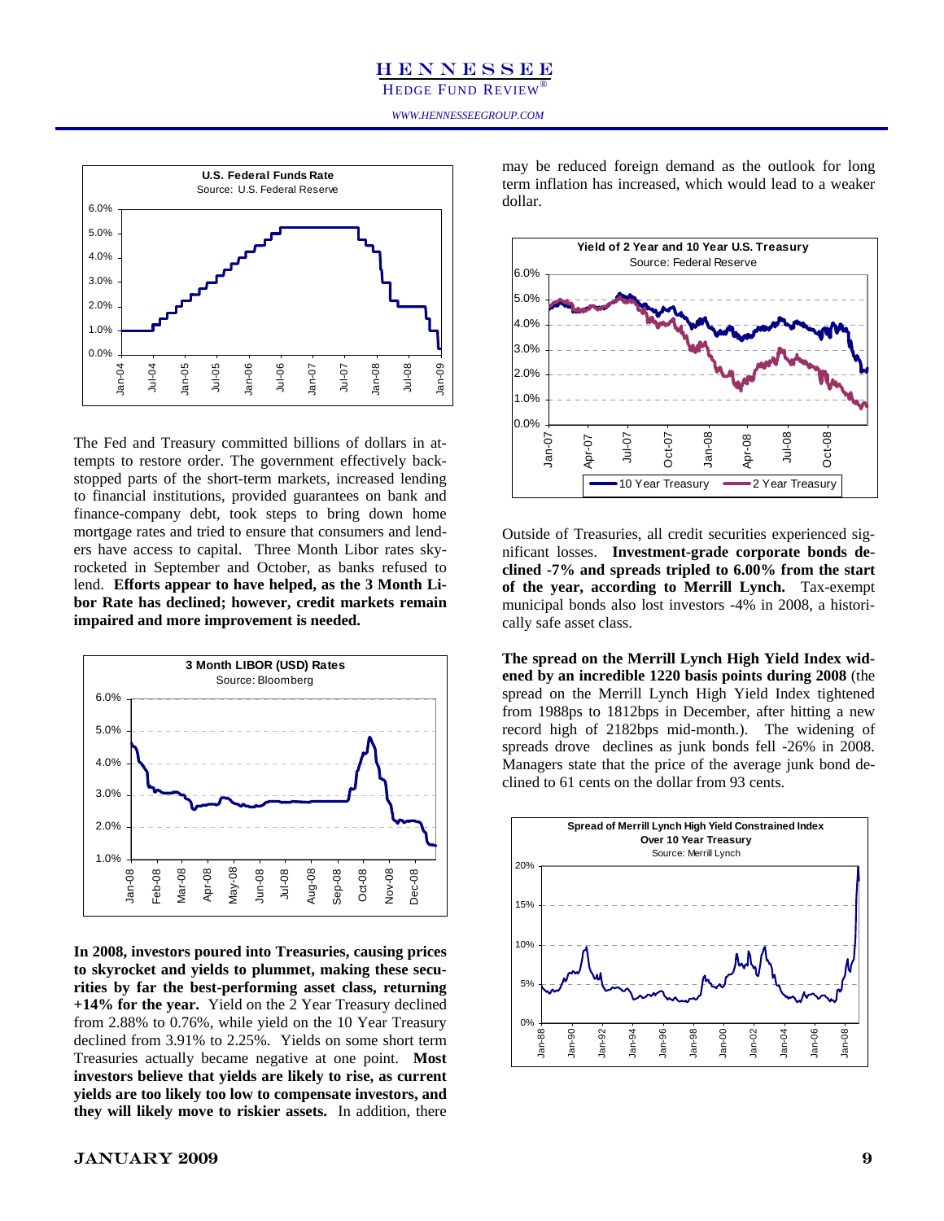The Fed and Treasury committed billions of dollars in attempts to restore order. The government effectively backstopped parts of the short-term markets, increased lending to financial institutions, provided guarantees on bank and finance-company debt, took steps to bring down home mortgage rates and tried to ensure that consumers and lenders have access to capital. Three Month Libor rates skyrocketed in September and October, as banks refused to lend. **Efforts appear to have helped, as the 3 Month Libor Rate has declined; however, credit markets remain impaired and more improvement is needed.**

**In 2008, investors poured into Treasuries, causing prices to skyrocket and yields to plummet, making these securities by far the best-performing asset class, returning +14% for the year.** Yield on the 2 Year Treasury declined from 2.88% to 0.76%, while yield on the 10 Year Treasury declined from 3.91% to 2.25%. Yields on some short term Treasuries actually became negative at one point. **Most investors believe that yields are likely to rise, as current yields are too likely too low to compensate investors, and they will likely move to riskier assets.** In addition, there may be reduced foreign demand as the outlook for long term inflation has increased, which would lead to a weaker dollar.

Outside of Treasuries, all credit securities experienced significant losses. **Investment-grade corporate bonds declined -7% and spreads tripled to 6.00% from the start of the year, according to Merrill Lynch.** Tax-exempt municipal bonds also lost investors -4% in 2008, a historically safe asset class.

**The spread on the Merrill Lynch High Yield Index widened by an incredible 1220 basis points during 2008** (the spread on the Merrill Lynch High Yield Index tightened from 1988ps to 1812bps in December, after hitting a new record high of 2182bps mid-month.). The widening of spreads drove declines as junk bonds fell -26% in 2008. Managers state that the price of the average junk bond declined to 61 cents on the dollar from 93 cents.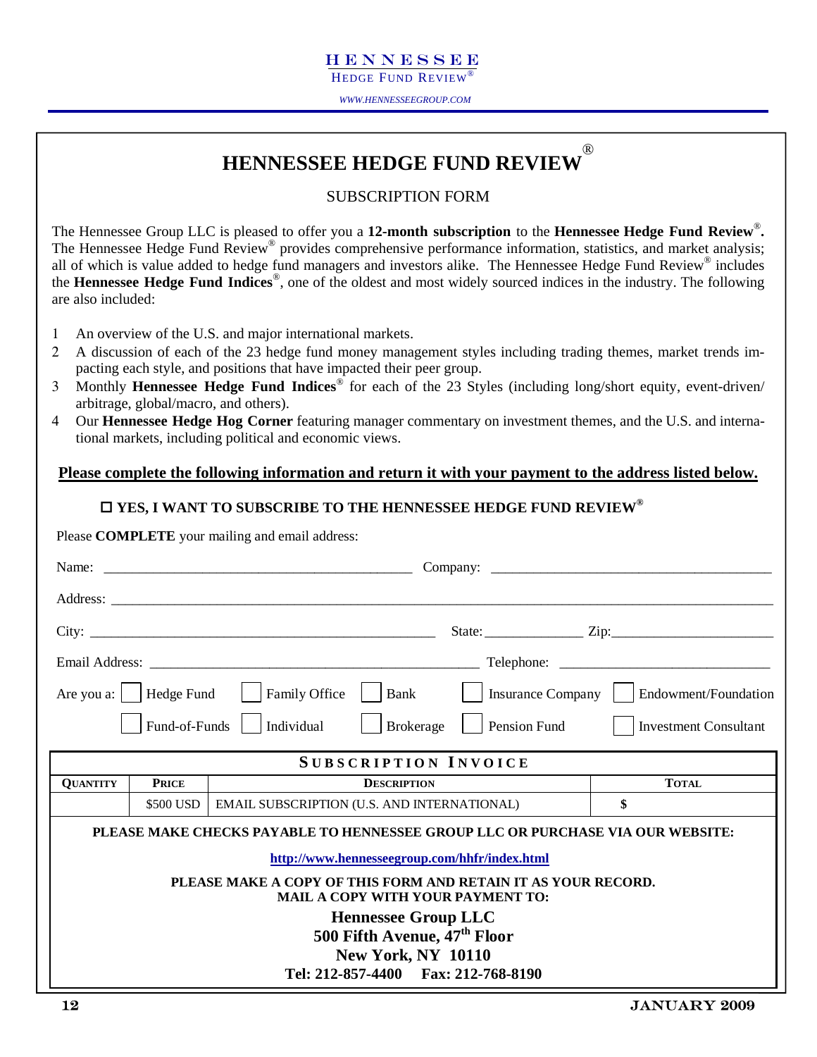# HENNESSEE HEDGE FUND REVIEW®

SUBSCRIPTION FORM

The Hennessee Group LLC is pleased to offer you a **12-month subscription** to the **Hennessee Hedge Fund Review®.** The Hennessee Hedge Fund Review® provides comprehensive performance information, statistics, and market analysis; all of which is value added to hedge fund managers and investors alike. The Hennessee Hedge Fund Review® includes the **Hennessee Hedge Fund Indices®**, one of the oldest and most widely sourced indices in the industry. The following are also included:

1. An overview of the U.S. and major international markets.
2. A discussion of each of the 23 hedge fund money management styles including trading themes, market trends impacting each style, and positions that have impacted their peer group.
3. Monthly **Hennessee Hedge Fund Indices®** for each of the 23 Styles (including long/short equity, event-driven/ arbitrage, global/macro, and others).
4. Our **Hennessee Hedge Hog Corner** featuring manager commentary on investment themes, and the U.S. and international markets, including political and economic views.

**Please complete the following information and return it with your payment to the address listed below.**

☐ **YES, I WANT TO SUBSCRIBE TO THE HENNESSEE HEDGE FUND REVIEW®**

Please **COMPLETE** your mailing and email address:

Name: ____________________ Company: ____________________

Address: ________________________________________

City: ____________________ State: __________ Zip: __________

Email Address: ____________________ Telephone: ____________________

Are you a: ☐ Hedge Fund ☐ Family Office ☐ Bank ☐ Insurance Company ☐ Endowment/Foundation
☐ Fund-of-Funds ☐ Individual ☐ Brokerage ☐ Pension Fund ☐ Investment Consultant

**SUBSCRIPTION INVOICE**

| QUANTITY | PRICE | DESCRIPTION | TOTAL |
|---|---|---|---|
| | $500 USD | EMAIL SUBSCRIPTION (U.S. AND INTERNATIONAL) | $ |

**PLEASE MAKE CHECKS PAYABLE TO HENNESSEE GROUP LLC OR PURCHASE VIA OUR WEBSITE:**

**http://www.hennesseegroup.com/hhfr/index.html**

**PLEASE MAKE A COPY OF THIS FORM AND RETAIN IT AS YOUR RECORD.**
**MAIL A COPY WITH YOUR PAYMENT TO:**

**Hennessee Group LLC**
**500 Fifth Avenue, 47th Floor**
**New York, NY 10110**
**Tel: 212-857-4400 Fax: 212-768-8190**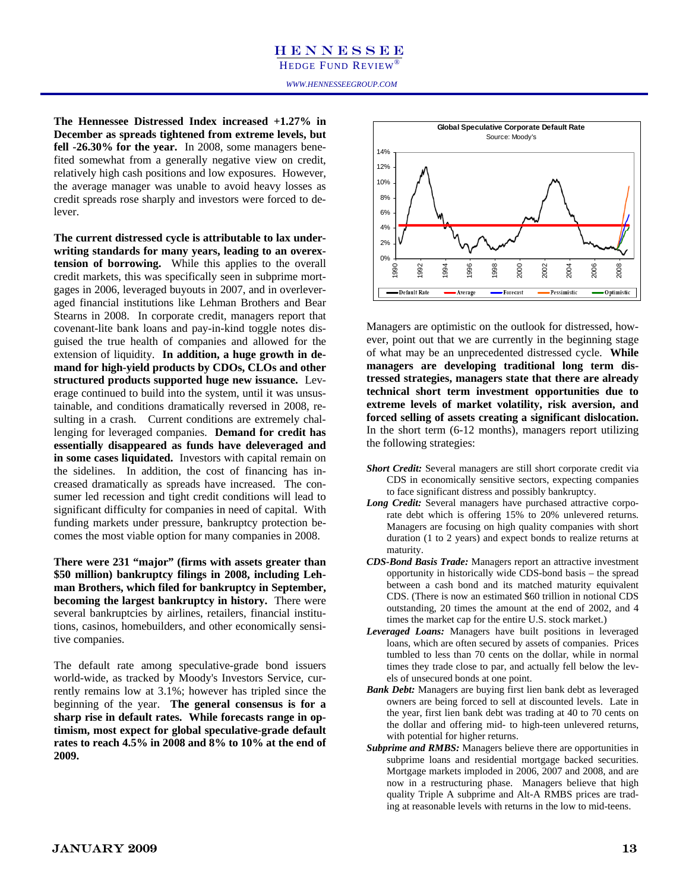**The Hennessee Distressed Index increased +1.27% in December as spreads tightened from extreme levels, but fell -26.30% for the year.** In 2008, some managers benefited somewhat from a generally negative view on credit, relatively high cash positions and low exposures. However, the average manager was unable to avoid heavy losses as credit spreads rose sharply and investors were forced to delever.

**The current distressed cycle is attributable to lax underwriting standards for many years, leading to an overextension of borrowing.** While this applies to the overall credit markets, this was specifically seen in subprime mortgages in 2006, leveraged buyouts in 2007, and in overleveraged financial institutions like Lehman Brothers and Bear Stearns in 2008. In corporate credit, managers report that covenant-lite bank loans and pay-in-kind toggle notes disguised the true health of companies and allowed for the extension of liquidity. **In addition, a huge growth in demand for high-yield products by CDOs, CLOs and other structured products supported huge new issuance.** Leverage continued to build into the system, until it was unsustainable, and conditions dramatically reversed in 2008, resulting in a crash. Current conditions are extremely challenging for leveraged companies. **Demand for credit has essentially disappeared as funds have deleveraged and in some cases liquidated.** Investors with capital remain on the sidelines. In addition, the cost of financing has increased dramatically as spreads have increased. The consumer led recession and tight credit conditions will lead to significant difficulty for companies in need of capital. With funding markets under pressure, bankruptcy protection becomes the most viable option for many companies in 2008.

**There were 231 "major" (firms with assets greater than $50 million) bankruptcy filings in 2008, including Lehman Brothers, which filed for bankruptcy in September, becoming the largest bankruptcy in history.** There were several bankruptcies by airlines, retailers, financial institutions, casinos, homebuilders, and other economically sensitive companies.

The default rate among speculative-grade bond issuers world-wide, as tracked by Moody's Investors Service, currently remains low at 3.1%; however has tripled since the beginning of the year. **The general consensus is for a sharp rise in default rates. While forecasts range in optimism, most expect for global speculative-grade default rates to reach 4.5% in 2008 and 8% to 10% at the end of 2009.**

**Global Speculative Corporate Default Rate**
Source: Moody's

Managers are optimistic on the outlook for distressed, however, point out that we are currently in the beginning stage of what may be an unprecedented distressed cycle. **While managers are developing traditional long term distressed strategies, managers state that there are already technical short term investment opportunities due to extreme levels of market volatility, risk aversion, and forced selling of assets creating a significant dislocation.** In the short term (6-12 months), managers report utilizing the following strategies:

- ***Short Credit:*** Several managers are still short corporate credit via CDS in economically sensitive sectors, expecting companies to face significant distress and possibly bankruptcy.
- ***Long Credit:*** Several managers have purchased attractive corporate debt which is offering 15% to 20% unlevered returns. Managers are focusing on high quality companies with short duration (1 to 2 years) and expect bonds to realize returns at maturity.
- ***CDS-Bond Basis Trade:*** Managers report an attractive investment opportunity in historically wide CDS-bond basis – the spread between a cash bond and its matched maturity equivalent CDS. (There is now an estimated $60 trillion in notional CDS outstanding, 20 times the amount at the end of 2002, and 4 times the market cap for the entire U.S. stock market.)
- ***Leveraged Loans:*** Managers have built positions in leveraged loans, which are often secured by assets of companies. Prices tumbled to less than 70 cents on the dollar, while in normal times they trade close to par, and actually fell below the levels of unsecured bonds at one point.
- ***Bank Debt:*** Managers are buying first lien bank debt as leveraged owners are being forced to sell at discounted levels. Late in the year, first lien bank debt was trading at 40 to 70 cents on the dollar and offering mid- to high-teen unlevered returns, with potential for higher returns.
- ***Subprime and RMBS:*** Managers believe there are opportunities in subprime loans and residential mortgage backed securities. Mortgage markets imploded in 2006, 2007 and 2008, and are now in a restructuring phase. Managers believe that high quality Triple A subprime and Alt-A RMBS prices are trading at reasonable levels with returns in the low to mid-teens.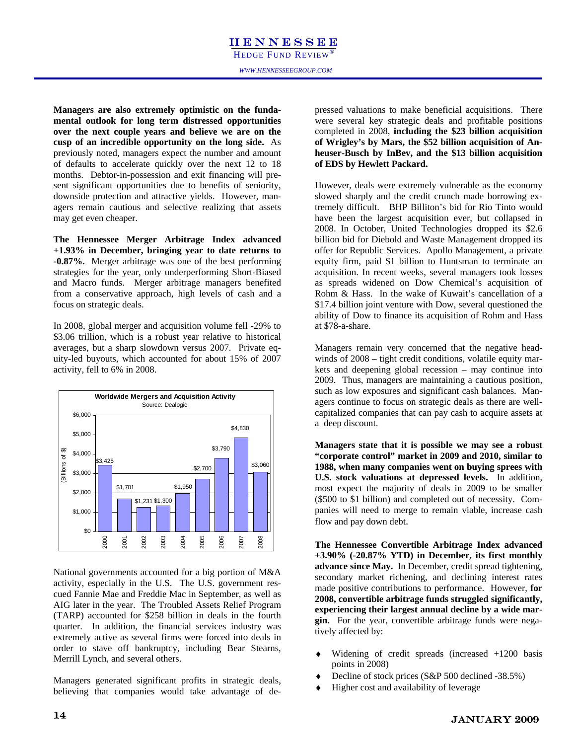**Managers are also extremely optimistic on the fundamental outlook for long term distressed opportunities over the next couple years and believe we are on the cusp of an incredible opportunity on the long side.** As previously noted, managers expect the number and amount of defaults to accelerate quickly over the next 12 to 18 months. Debtor-in-possession and exit financing will present significant opportunities due to benefits of seniority, downside protection and attractive yields. However, managers remain cautious and selective realizing that assets may get even cheaper.

**The Hennessee Merger Arbitrage Index advanced +1.93% in December, bringing year to date returns to -0.87%.** Merger arbitrage was one of the best performing strategies for the year, only underperforming Short-Biased and Macro funds. Merger arbitrage managers benefited from a conservative approach, high levels of cash and a focus on strategic deals.

In 2008, global merger and acquisition volume fell -29% to $3.06 trillion, which is a robust year relative to historical averages, but a sharp slowdown versus 2007. Private equity-led buyouts, which accounted for about 15% of 2007 activity, fell to 6% in 2008.

**Worldwide Mergers and Acquisition Activity**
Source: Dealogic

| Year | (Billions of $) |
|---|---|
| 2000 | $3,425 |
| 2001 | $1,701 |
| 2002 | $1,231 |
| 2003 | $1,300 |
| 2004 | $1,950 |
| 2005 | $2,700 |
| 2006 | $3,790 |
| 2007 | $4,830 |
| 2008 | $3,060 |

National governments accounted for a big portion of M&A activity, especially in the U.S. The U.S. government rescued Fannie Mae and Freddie Mac in September, as well as AIG later in the year. The Troubled Assets Relief Program (TARP) accounted for $258 billion in deals in the fourth quarter. In addition, the financial services industry was extremely active as several firms were forced into deals in order to stave off bankruptcy, including Bear Stearns, Merrill Lynch, and several others.

Managers generated significant profits in strategic deals, believing that companies would take advantage of depressed valuations to make beneficial acquisitions. There were several key strategic deals and profitable positions completed in 2008, **including the $23 billion acquisition of Wrigley's by Mars, the $52 billion acquisition of Anheuser-Busch by InBev, and the $13 billion acquisition of EDS by Hewlett Packard.**

However, deals were extremely vulnerable as the economy slowed sharply and the credit crunch made borrowing extremely difficult. BHP Billiton's bid for Rio Tinto would have been the largest acquisition ever, but collapsed in 2008. In October, United Technologies dropped its $2.6 billion bid for Diebold and Waste Management dropped its offer for Republic Services. Apollo Management, a private equity firm, paid $1 billion to Huntsman to terminate an acquisition. In recent weeks, several managers took losses as spreads widened on Dow Chemical's acquisition of Rohm & Hass. In the wake of Kuwait's cancellation of a $17.4 billion joint venture with Dow, several questioned the ability of Dow to finance its acquisition of Rohm and Hass at $78-a-share.

Managers remain very concerned that the negative headwinds of 2008 – tight credit conditions, volatile equity markets and deepening global recession – may continue into 2009. Thus, managers are maintaining a cautious position, such as low exposures and significant cash balances. Managers continue to focus on strategic deals as there are well-capitalized companies that can pay cash to acquire assets at a deep discount.

**Managers state that it is possible we may see a robust "corporate control" market in 2009 and 2010, similar to 1988, when many companies went on buying sprees with U.S. stock valuations at depressed levels.** In addition, most expect the majority of deals in 2009 to be smaller ($500 to $1 billion) and completed out of necessity. Companies will need to merge to remain viable, increase cash flow and pay down debt.

**The Hennessee Convertible Arbitrage Index advanced +3.90% (-20.87% YTD) in December, its first monthly advance since May.** In December, credit spread tightening, secondary market richening, and declining interest rates made positive contributions to performance. However, **for 2008, convertible arbitrage funds struggled significantly, experiencing their largest annual decline by a wide margin.** For the year, convertible arbitrage funds were negatively affected by:

- Widening of credit spreads (increased +1200 basis points in 2008)
- Decline of stock prices (S&P 500 declined -38.5%)
- Higher cost and availability of leverage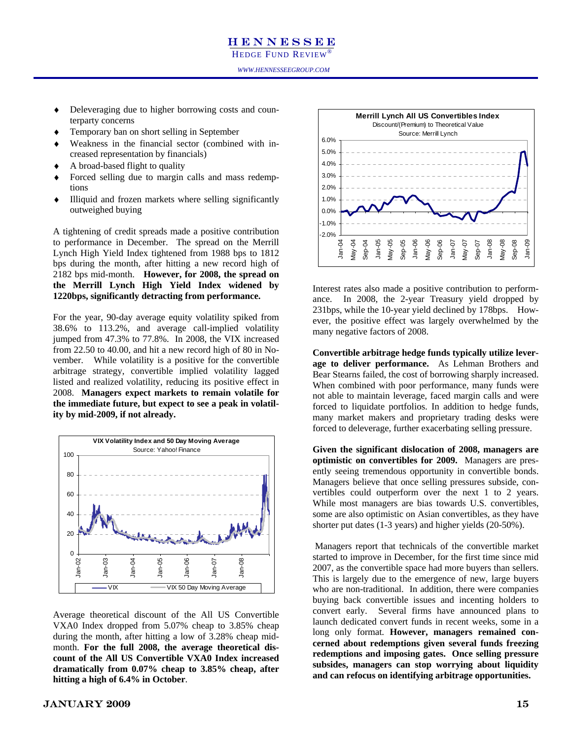- Deleveraging due to higher borrowing costs and counterparty concerns
- Temporary ban on short selling in September
- Weakness in the financial sector (combined with increased representation by financials)
- A broad-based flight to quality
- Forced selling due to margin calls and mass redemptions
- Illiquid and frozen markets where selling significantly outweighed buying

A tightening of credit spreads made a positive contribution to performance in December. The spread on the Merrill Lynch High Yield Index tightened from 1988 bps to 1812 bps during the month, after hitting a new record high of 2182 bps mid-month. **However, for 2008, the spread on the Merrill Lynch High Yield Index widened by 1220bps, significantly detracting from performance.**

For the year, 90-day average equity volatility spiked from 38.6% to 113.2%, and average call-implied volatility jumped from 47.3% to 77.8%. In 2008, the VIX increased from 22.50 to 40.00, and hit a new record high of 80 in November. While volatility is a positive for the convertible arbitrage strategy, convertible implied volatility lagged listed and realized volatility, reducing its positive effect in 2008. **Managers expect markets to remain volatile for the immediate future, but expect to see a peak in volatility by mid-2009, if not already.**

**VIX Volatility Index and 50 Day Moving Average**
Source: Yahoo! Finance

Average theoretical discount of the All US Convertible VXA0 Index dropped from 5.07% cheap to 3.85% cheap during the month, after hitting a low of 3.28% cheap mid-month. **For the full 2008, the average theoretical discount of the All US Convertible VXA0 Index increased dramatically from 0.07% cheap to 3.85% cheap, after hitting a high of 6.4% in October**.

**Merrill Lynch All US Convertibles Index**
Discount/(Premium) to Theoretical Value
Source: Merrill Lynch

Interest rates also made a positive contribution to performance. In 2008, the 2-year Treasury yield dropped by 231bps, while the 10-year yield declined by 178bps. However, the positive effect was largely overwhelmed by the many negative factors of 2008.

**Convertible arbitrage hedge funds typically utilize leverage to deliver performance.** As Lehman Brothers and Bear Stearns failed, the cost of borrowing sharply increased. When combined with poor performance, many funds were not able to maintain leverage, faced margin calls and were forced to liquidate portfolios. In addition to hedge funds, many market makers and proprietary trading desks were forced to deleverage, further exacerbating selling pressure.

**Given the significant dislocation of 2008, managers are optimistic on convertibles for 2009.** Managers are presently seeing tremendous opportunity in convertible bonds. Managers believe that once selling pressures subside, convertibles could outperform over the next 1 to 2 years. While most managers are bias towards U.S. convertibles, some are also optimistic on Asian convertibles, as they have shorter put dates (1-3 years) and higher yields (20-50%).

Managers report that technicals of the convertible market started to improve in December, for the first time since mid 2007, as the convertible space had more buyers than sellers. This is largely due to the emergence of new, large buyers who are non-traditional. In addition, there were companies buying back convertible issues and incenting holders to convert early. Several firms have announced plans to launch dedicated convert funds in recent weeks, some in a long only format. **However, managers remained concerned about redemptions given several funds freezing redemptions and imposing gates. Once selling pressure subsides, managers can stop worrying about liquidity and can refocus on identifying arbitrage opportunities.**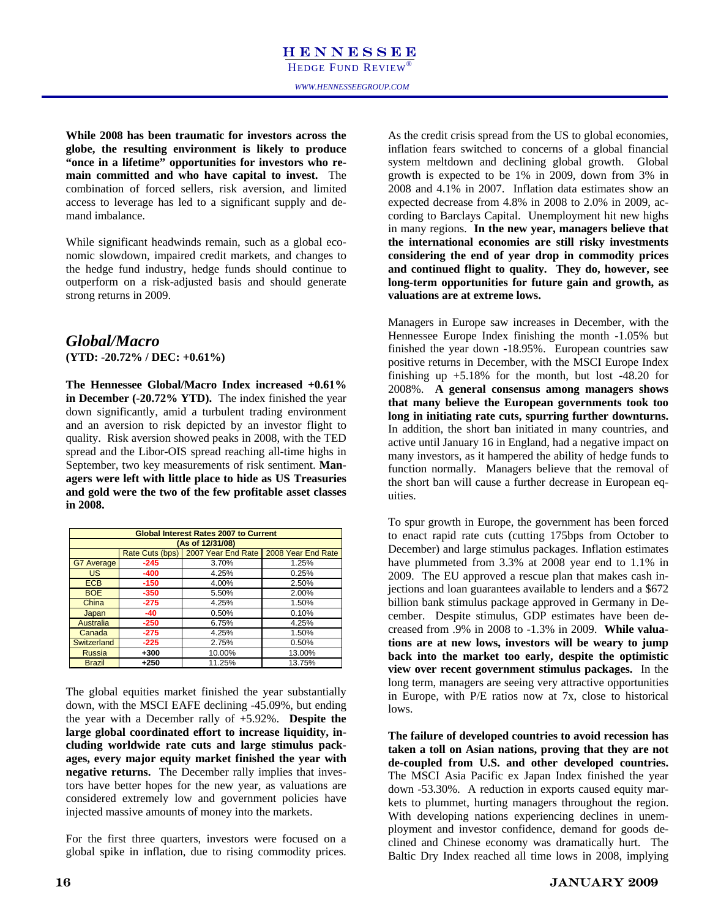**While 2008 has been traumatic for investors across the globe, the resulting environment is likely to produce "once in a lifetime" opportunities for investors who remain committed and who have capital to invest.** The combination of forced sellers, risk aversion, and limited access to leverage has led to a significant supply and demand imbalance.

While significant headwinds remain, such as a global economic slowdown, impaired credit markets, and changes to the hedge fund industry, hedge funds should continue to outperform on a risk-adjusted basis and should generate strong returns in 2009.

## *Global/Macro*

**(YTD: -20.72% / DEC: +0.61%)**

**The Hennessee Global/Macro Index increased +0.61% in December (-20.72% YTD).** The index finished the year down significantly, amid a turbulent trading environment and an aversion to risk depicted by an investor flight to quality. Risk aversion showed peaks in 2008, with the TED spread and the Libor-OIS spread reaching all-time highs in September, two key measurements of risk sentiment. **Managers were left with little place to hide as US Treasuries and gold were the two of the few profitable asset classes in 2008.**

| Global Interest Rates 2007 to Current (As of 12/31/08) | | | |
|---|---|---|---|
| | Rate Cuts (bps) | 2007 Year End Rate | 2008 Year End Rate |
| G7 Average | -245 | 3.70% | 1.25% |
| US | -400 | 4.25% | 0.25% |
| ECB | -150 | 4.00% | 2.50% |
| BOE | -350 | 5.50% | 2.00% |
| China | -275 | 4.25% | 1.50% |
| Japan | -40 | 0.50% | 0.10% |
| Australia | -250 | 6.75% | 4.25% |
| Canada | -275 | 4.25% | 1.50% |
| Switzerland | -225 | 2.75% | 0.50% |
| Russia | +300 | 10.00% | 13.00% |
| Brazil | +250 | 11.25% | 13.75% |

The global equities market finished the year substantially down, with the MSCI EAFE declining -45.09%, but ending the year with a December rally of +5.92%. **Despite the large global coordinated effort to increase liquidity, including worldwide rate cuts and large stimulus packages, every major equity market finished the year with negative returns.** The December rally implies that investors have better hopes for the new year, as valuations are considered extremely low and government policies have injected massive amounts of money into the markets.

For the first three quarters, investors were focused on a global spike in inflation, due to rising commodity prices. As the credit crisis spread from the US to global economies, inflation fears switched to concerns of a global financial system meltdown and declining global growth. Global growth is expected to be 1% in 2009, down from 3% in 2008 and 4.1% in 2007. Inflation data estimates show an expected decrease from 4.8% in 2008 to 2.0% in 2009, according to Barclays Capital. Unemployment hit new highs in many regions. **In the new year, managers believe that the international economies are still risky investments considering the end of year drop in commodity prices and continued flight to quality. They do, however, see long-term opportunities for future gain and growth, as valuations are at extreme lows.**

Managers in Europe saw increases in December, with the Hennessee Europe Index finishing the month -1.05% but finished the year down -18.95%. European countries saw positive returns in December, with the MSCI Europe Index finishing up +5.18% for the month, but lost -48.20 for 2008%. **A general consensus among managers shows that many believe the European governments took too long in initiating rate cuts, spurring further downturns.** In addition, the short ban initiated in many countries, and active until January 16 in England, had a negative impact on many investors, as it hampered the ability of hedge funds to function normally. Managers believe that the removal of the short ban will cause a further decrease in European equities.

To spur growth in Europe, the government has been forced to enact rapid rate cuts (cutting 175bps from October to December) and large stimulus packages. Inflation estimates have plummeted from 3.3% at 2008 year end to 1.1% in 2009. The EU approved a rescue plan that makes cash injections and loan guarantees available to lenders and a $672 billion bank stimulus package approved in Germany in December. Despite stimulus, GDP estimates have been decreased from .9% in 2008 to -1.3% in 2009. **While valuations are at new lows, investors will be weary to jump back into the market too early, despite the optimistic view over recent government stimulus packages.** In the long term, managers are seeing very attractive opportunities in Europe, with P/E ratios now at 7x, close to historical lows.

**The failure of developed countries to avoid recession has taken a toll on Asian nations, proving that they are not de-coupled from U.S. and other developed countries.** The MSCI Asia Pacific ex Japan Index finished the year down -53.30%. A reduction in exports caused equity markets to plummet, hurting managers throughout the region. With developing nations experiencing declines in unemployment and investor confidence, demand for goods declined and Chinese economy was dramatically hurt. The Baltic Dry Index reached all time lows in 2008, implying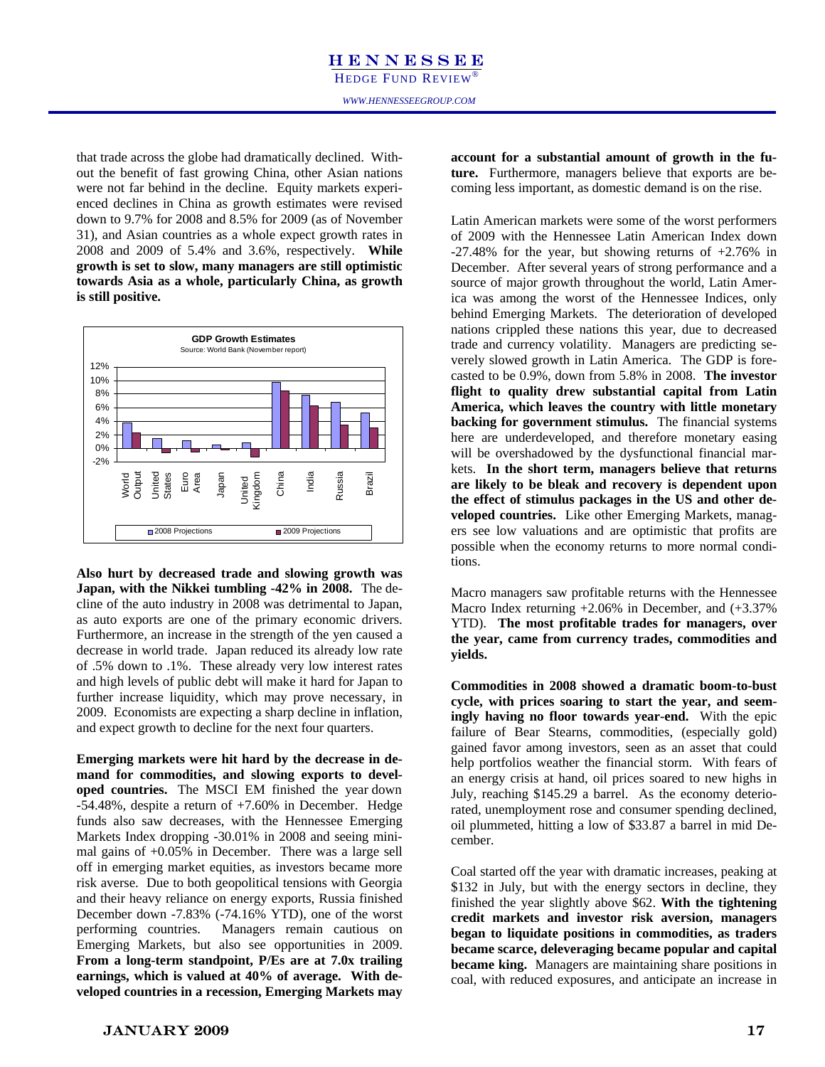that trade across the globe had dramatically declined. Without the benefit of fast growing China, other Asian nations were not far behind in the decline. Equity markets experienced declines in China as growth estimates were revised down to 9.7% for 2008 and 8.5% for 2009 (as of November 31), and Asian countries as a whole expect growth rates in 2008 and 2009 of 5.4% and 3.6%, respectively. **While growth is set to slow, many managers are still optimistic towards Asia as a whole, particularly China, as growth is still positive.**

**GDP Growth Estimates**
Source: World Bank (November report)

**Also hurt by decreased trade and slowing growth was Japan, with the Nikkei tumbling -42% in 2008.** The decline of the auto industry in 2008 was detrimental to Japan, as auto exports are one of the primary economic drivers. Furthermore, an increase in the strength of the yen caused a decrease in world trade. Japan reduced its already low rate of .5% down to .1%. These already very low interest rates and high levels of public debt will make it hard for Japan to further increase liquidity, which may prove necessary, in 2009. Economists are expecting a sharp decline in inflation, and expect growth to decline for the next four quarters.

**Emerging markets were hit hard by the decrease in demand for commodities, and slowing exports to developed countries.** The MSCI EM finished the year down -54.48%, despite a return of +7.60% in December. Hedge funds also saw decreases, with the Hennessee Emerging Markets Index dropping -30.01% in 2008 and seeing minimal gains of +0.05% in December. There was a large sell off in emerging market equities, as investors became more risk averse. Due to both geopolitical tensions with Georgia and their heavy reliance on energy exports, Russia finished December down -7.83% (-74.16% YTD), one of the worst performing countries. Managers remain cautious on Emerging Markets, but also see opportunities in 2009. **From a long-term standpoint, P/Es are at 7.0x trailing earnings, which is valued at 40% of average. With developed countries in a recession, Emerging Markets may account for a substantial amount of growth in the future.** Furthermore, managers believe that exports are becoming less important, as domestic demand is on the rise.

Latin American markets were some of the worst performers of 2009 with the Hennessee Latin American Index down -27.48% for the year, but showing returns of +2.76% in December. After several years of strong performance and a source of major growth throughout the world, Latin America was among the worst of the Hennessee Indices, only behind Emerging Markets. The deterioration of developed nations crippled these nations this year, due to decreased trade and currency volatility. Managers are predicting severely slowed growth in Latin America. The GDP is forecasted to be 0.9%, down from 5.8% in 2008. **The investor flight to quality drew substantial capital from Latin America, which leaves the country with little monetary backing for government stimulus.** The financial systems here are underdeveloped, and therefore monetary easing will be overshadowed by the dysfunctional financial markets. **In the short term, managers believe that returns are likely to be bleak and recovery is dependent upon the effect of stimulus packages in the US and other developed countries.** Like other Emerging Markets, managers see low valuations and are optimistic that profits are possible when the economy returns to more normal conditions.

Macro managers saw profitable returns with the Hennessee Macro Index returning +2.06% in December, and (+3.37% YTD). **The most profitable trades for managers, over the year, came from currency trades, commodities and yields.**

**Commodities in 2008 showed a dramatic boom-to-bust cycle, with prices soaring to start the year, and seemingly having no floor towards year-end.** With the epic failure of Bear Stearns, commodities, (especially gold) gained favor among investors, seen as an asset that could help portfolios weather the financial storm. With fears of an energy crisis at hand, oil prices soared to new highs in July, reaching $145.29 a barrel. As the economy deteriorated, unemployment rose and consumer spending declined, oil plummeted, hitting a low of $33.87 a barrel in mid December.

Coal started off the year with dramatic increases, peaking at $132 in July, but with the energy sectors in decline, they finished the year slightly above $62. **With the tightening credit markets and investor risk aversion, managers began to liquidate positions in commodities, as traders became scarce, deleveraging became popular and capital became king.** Managers are maintaining share positions in coal, with reduced exposures, and anticipate an increase in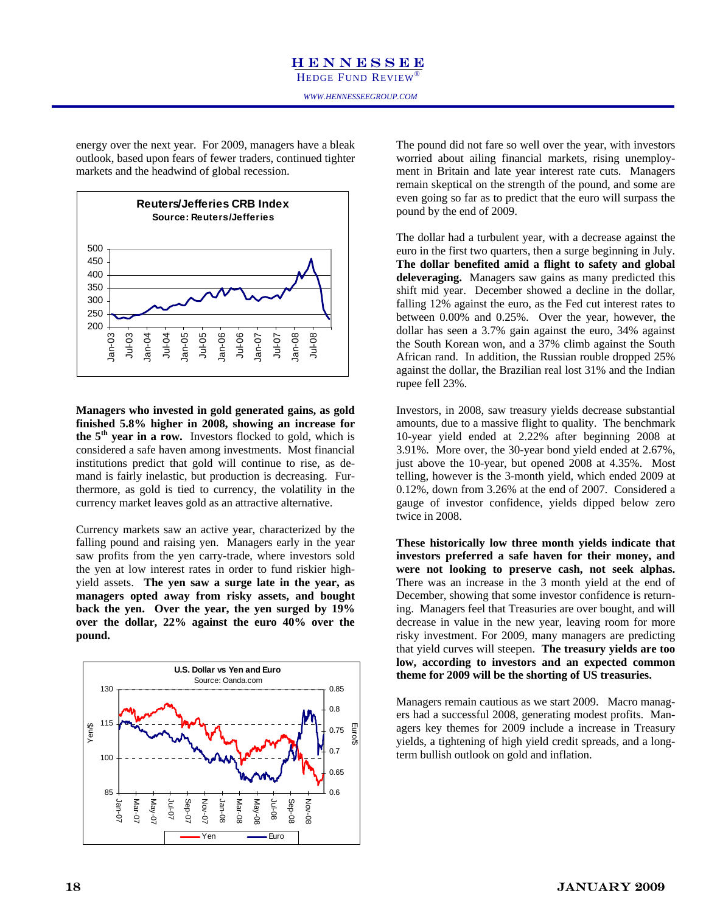energy over the next year. For 2009, managers have a bleak outlook, based upon fears of fewer traders, continued tighter markets and the headwind of global recession.

**Reuters/Jefferies CRB Index**
Source: Reuters/Jefferies

**Managers who invested in gold generated gains, as gold finished 5.8% higher in 2008, showing an increase for the 5th year in a row.** Investors flocked to gold, which is considered a safe haven among investments. Most financial institutions predict that gold will continue to rise, as demand is fairly inelastic, but production is decreasing. Furthermore, as gold is tied to currency, the volatility in the currency market leaves gold as an attractive alternative.

Currency markets saw an active year, characterized by the falling pound and raising yen. Managers early in the year saw profits from the yen carry-trade, where investors sold the yen at low interest rates in order to fund riskier high-yield assets. **The yen saw a surge late in the year, as managers opted away from risky assets, and bought back the yen. Over the year, the yen surged by 19% over the dollar, 22% against the euro 40% over the pound.**

**U.S. Dollar vs Yen and Euro**
Source: Oanda.com

The pound did not fare so well over the year, with investors worried about ailing financial markets, rising unemployment in Britain and late year interest rate cuts. Managers remain skeptical on the strength of the pound, and some are even going so far as to predict that the euro will surpass the pound by the end of 2009.

The dollar had a turbulent year, with a decrease against the euro in the first two quarters, then a surge beginning in July. **The dollar benefited amid a flight to safety and global deleveraging.** Managers saw gains as many predicted this shift mid year. December showed a decline in the dollar, falling 12% against the euro, as the Fed cut interest rates to between 0.00% and 0.25%. Over the year, however, the dollar has seen a 3.7% gain against the euro, 34% against the South Korean won, and a 37% climb against the South African rand. In addition, the Russian rouble dropped 25% against the dollar, the Brazilian real lost 31% and the Indian rupee fell 23%.

Investors, in 2008, saw treasury yields decrease substantial amounts, due to a massive flight to quality. The benchmark 10-year yield ended at 2.22% after beginning 2008 at 3.91%. More over, the 30-year bond yield ended at 2.67%, just above the 10-year, but opened 2008 at 4.35%. Most telling, however is the 3-month yield, which ended 2009 at 0.12%, down from 3.26% at the end of 2007. Considered a gauge of investor confidence, yields dipped below zero twice in 2008.

**These historically low three month yields indicate that investors preferred a safe haven for their money, and were not looking to preserve cash, not seek alphas.** There was an increase in the 3 month yield at the end of December, showing that some investor confidence is returning. Managers feel that Treasuries are over bought, and will decrease in value in the new year, leaving room for more risky investment. For 2009, many managers are predicting that yield curves will steepen. **The treasury yields are too low, according to investors and an expected common theme for 2009 will be the shorting of US treasuries.**

Managers remain cautious as we start 2009. Macro managers had a successful 2008, generating modest profits. Managers key themes for 2009 include a increase in Treasury yields, a tightening of high yield credit spreads, and a long-term bullish outlook on gold and inflation.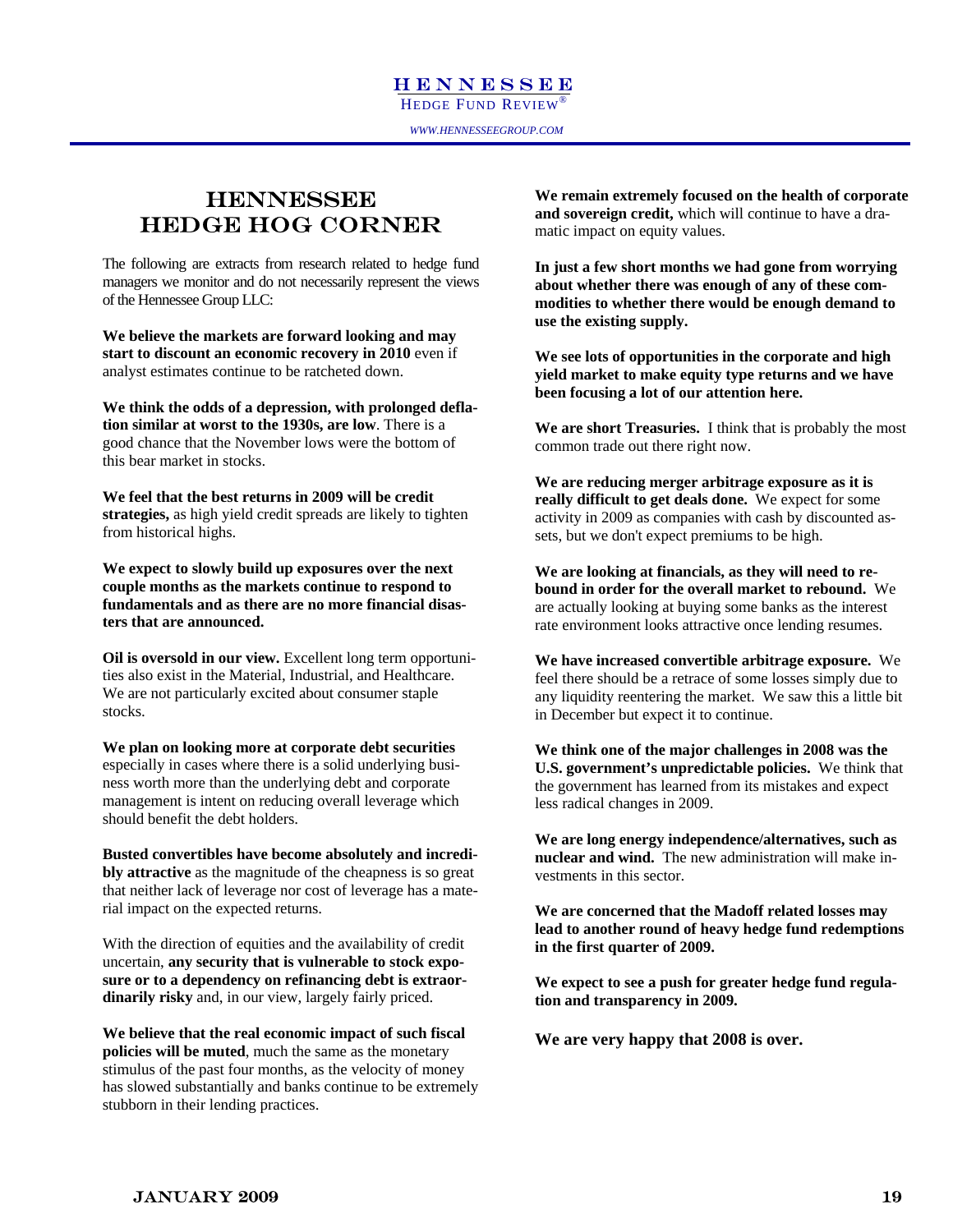# HENNESSEE HEDGE HOG CORNER

The following are extracts from research related to hedge fund managers we monitor and do not necessarily represent the views of the Hennessee Group LLC:

**We believe the markets are forward looking and may start to discount an economic recovery in 2010** even if analyst estimates continue to be ratcheted down.

**We think the odds of a depression, with prolonged deflation similar at worst to the 1930s, are low**. There is a good chance that the November lows were the bottom of this bear market in stocks.

**We feel that the best returns in 2009 will be credit strategies,** as high yield credit spreads are likely to tighten from historical highs.

**We expect to slowly build up exposures over the next couple months as the markets continue to respond to fundamentals and as there are no more financial disasters that are announced.**

**Oil is oversold in our view.** Excellent long term opportunities also exist in the Material, Industrial, and Healthcare. We are not particularly excited about consumer staple stocks.

**We plan on looking more at corporate debt securities** especially in cases where there is a solid underlying business worth more than the underlying debt and corporate management is intent on reducing overall leverage which should benefit the debt holders.

**Busted convertibles have become absolutely and incredibly attractive** as the magnitude of the cheapness is so great that neither lack of leverage nor cost of leverage has a material impact on the expected returns.

With the direction of equities and the availability of credit uncertain, **any security that is vulnerable to stock exposure or to a dependency on refinancing debt is extraordinarily risky** and, in our view, largely fairly priced.

**We believe that the real economic impact of such fiscal policies will be muted**, much the same as the monetary stimulus of the past four months, as the velocity of money has slowed substantially and banks continue to be extremely stubborn in their lending practices.

**We remain extremely focused on the health of corporate and sovereign credit,** which will continue to have a dramatic impact on equity values.

**In just a few short months we had gone from worrying about whether there was enough of any of these commodities to whether there would be enough demand to use the existing supply.**

**We see lots of opportunities in the corporate and high yield market to make equity type returns and we have been focusing a lot of our attention here.**

**We are short Treasuries.** I think that is probably the most common trade out there right now.

**We are reducing merger arbitrage exposure as it is really difficult to get deals done.** We expect for some activity in 2009 as companies with cash by discounted assets, but we don't expect premiums to be high.

**We are looking at financials, as they will need to rebound in order for the overall market to rebound.** We are actually looking at buying some banks as the interest rate environment looks attractive once lending resumes.

**We have increased convertible arbitrage exposure.** We feel there should be a retrace of some losses simply due to any liquidity reentering the market. We saw this a little bit in December but expect it to continue.

**We think one of the major challenges in 2008 was the U.S. government's unpredictable policies.** We think that the government has learned from its mistakes and expect less radical changes in 2009.

**We are long energy independence/alternatives, such as nuclear and wind.** The new administration will make investments in this sector.

**We are concerned that the Madoff related losses may lead to another round of heavy hedge fund redemptions in the first quarter of 2009.**

**We expect to see a push for greater hedge fund regulation and transparency in 2009.**

**We are very happy that 2008 is over.**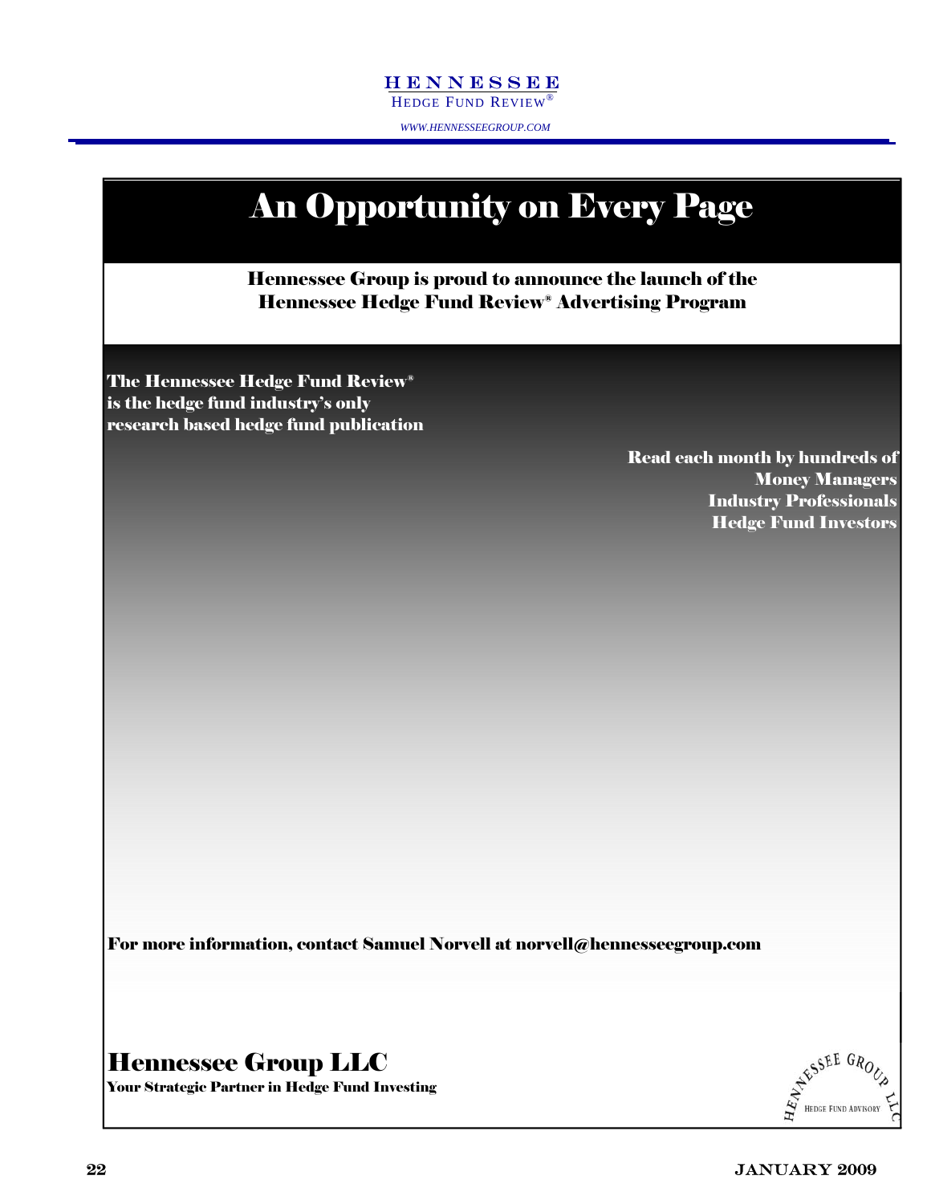# An Opportunity on Every Page

**Hennessee Group is proud to announce the launch of the Hennessee Hedge Fund Review® Advertising Program**

**The Hennessee Hedge Fund Review® is the hedge fund industry's only research based hedge fund publication**

**Read each month by hundreds of**
**Money Managers**
**Industry Professionals**
**Hedge Fund Investors**

**For more information, contact Samuel Norvell at norvell@hennesseegroup.com**

## Hennessee Group LLC

**Your Strategic Partner in Hedge Fund Investing**

HENNESSEE GROUP LLC
HEDGE FUND ADVISORY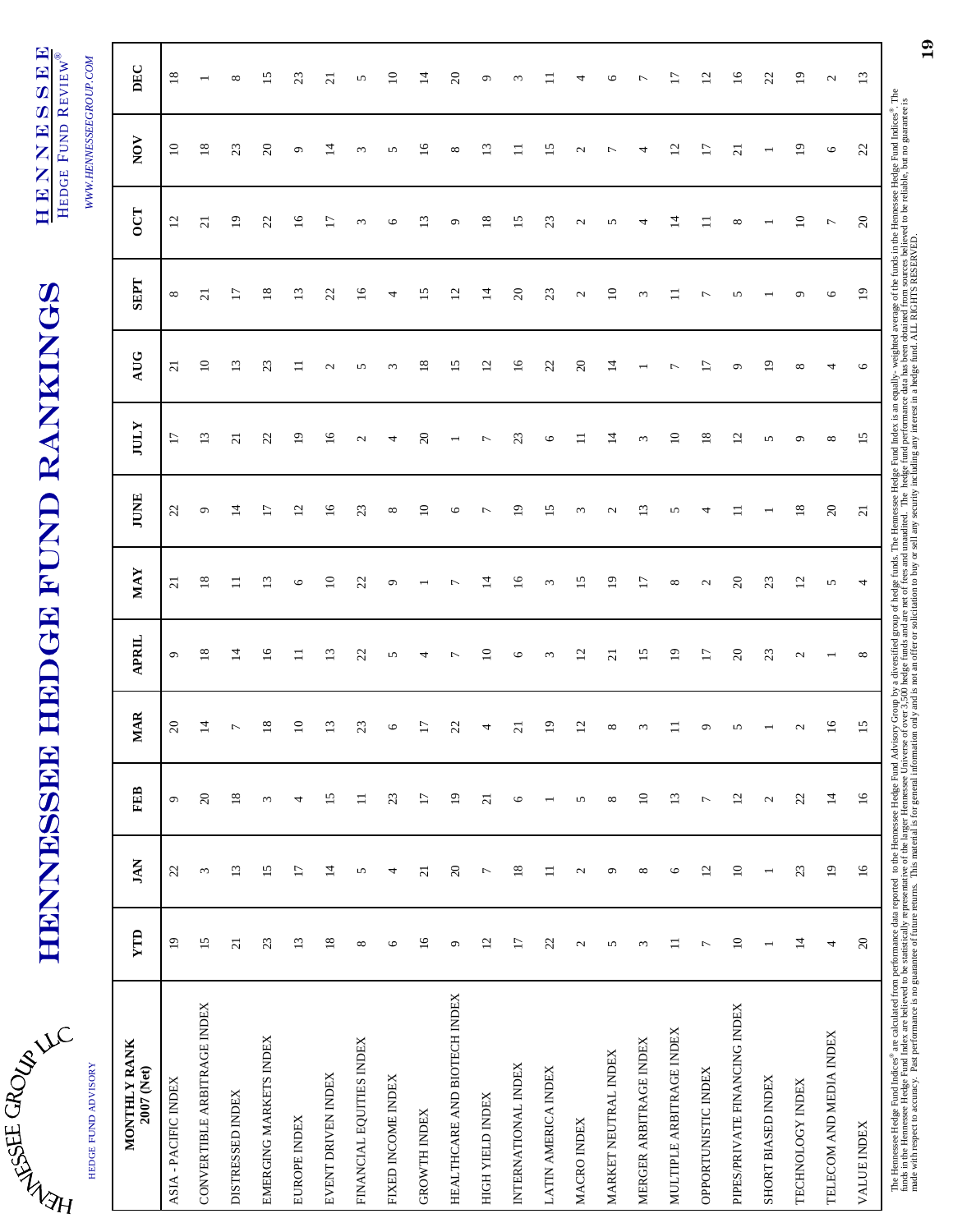HENNESSEE GROUP LLC

HEDGE FUND ADVISORY

# HENNESSEE HEDGE FUND RANKINGS

HENNESSEE HEDGE FUND REVIEW®

*WWW.HENNESSEEGROUP.COM*

| MONTHLY RANK 2007 (Net) | YTD | JAN | FEB | MAR | APRIL | MAY | JUNE | JULY | AUG | SEPT | OCT | NOV | DEC |
|---|---|---|---|---|---|---|---|---|---|---|---|---|---|
| ASIA - PACIFIC INDEX | 19 | 22 | 9 | 20 | 9 | 21 | 22 | 17 | 21 | 8 | 12 | 10 | 18 |
| CONVERTIBLE ARBITRAGE INDEX | 15 | 3 | 20 | 14 | 18 | 18 | 9 | 13 | 10 | 21 | 21 | 18 | 1 |
| DISTRESSED INDEX | 21 | 13 | 18 | 7 | 14 | 11 | 14 | 21 | 13 | 17 | 19 | 23 | 8 |
| EMERGING MARKETS INDEX | 23 | 15 | 3 | 18 | 16 | 13 | 17 | 22 | 23 | 18 | 22 | 20 | 15 |
| EUROPE INDEX | 13 | 17 | 4 | 10 | 11 | 6 | 12 | 19 | 11 | 13 | 16 | 9 | 23 |
| EVENT DRIVEN INDEX | 18 | 14 | 15 | 13 | 13 | 10 | 16 | 16 | 2 | 22 | 17 | 14 | 21 |
| FINANCIAL EQUITIES INDEX | 8 | 5 | 11 | 23 | 22 | 22 | 23 | 2 | 5 | 16 | 3 | 3 | 5 |
| FIXED INCOME INDEX | 6 | 4 | 23 | 6 | 5 | 9 | 8 | 4 | 3 | 4 | 6 | 5 | 10 |
| GROWTH INDEX | 16 | 21 | 17 | 17 | 4 | 1 | 10 | 20 | 18 | 15 | 13 | 16 | 14 |
| HEALTHCARE AND BIOTECH INDEX | 9 | 20 | 19 | 22 | 7 | 7 | 6 | 1 | 15 | 12 | 9 | 8 | 20 |
| HIGH YIELD INDEX | 12 | 7 | 21 | 4 | 10 | 14 | 7 | 7 | 12 | 14 | 18 | 13 | 9 |
| INTERNATIONAL INDEX | 17 | 18 | 6 | 21 | 6 | 16 | 19 | 23 | 16 | 20 | 15 | 11 | 3 |
| LATIN AMERICA INDEX | 22 | 11 | 1 | 19 | 3 | 3 | 15 | 6 | 22 | 23 | 23 | 15 | 11 |
| MACRO INDEX | 2 | 2 | 5 | 12 | 12 | 15 | 3 | 11 | 20 | 2 | 2 | 2 | 4 |
| MARKET NEUTRAL INDEX | 5 | 9 | 8 | 8 | 21 | 19 | 2 | 14 | 14 | 10 | 5 | 7 | 6 |
| MERGER ARBITRAGE INDEX | 3 | 8 | 10 | 3 | 15 | 17 | 13 | 3 | 1 | 3 | 4 | 4 | 7 |
| MULTIPLE ARBITRAGE INDEX | 11 | 6 | 13 | 11 | 19 | 8 | 5 | 10 | 7 | 11 | 14 | 12 | 17 |
| OPPORTUNISTIC INDEX | 7 | 12 | 7 | 9 | 17 | 2 | 4 | 18 | 17 | 7 | 11 | 17 | 12 |
| PIPES/PRIVATE FINANCING INDEX | 10 | 10 | 12 | 5 | 20 | 20 | 11 | 12 | 9 | 5 | 8 | 21 | 16 |
| SHORT BIASED INDEX | 1 | 1 | 2 | 1 | 23 | 23 | 1 | 5 | 19 | 1 | 1 | 1 | 22 |
| TECHNOLOGY INDEX | 14 | 23 | 22 | 2 | 2 | 12 | 18 | 9 | 8 | 9 | 10 | 19 | 19 |
| TELECOM AND MEDIA INDEX | 4 | 19 | 14 | 16 | 1 | 5 | 20 | 8 | 4 | 6 | 7 | 6 | 2 |
| VALUE INDEX | 20 | 16 | 16 | 15 | 8 | 4 | 21 | 15 | 6 | 19 | 20 | 22 | 13 |

The Hennessee Hedge Fund Indices® are calculated from performance data reported to the Hennessee Hedge Fund Advisory Group by a diversified group of hedge funds. The Hennessee Hedge Fund Index is an equally- weighted average of the funds in the Hennessee Hedge Fund Indices®. The funds in the Hennessee Hedge Fund Index are believed to be statistically representative of the larger Hennessee Universe of over 3,500 hedge funds and are net of fees and unaudited. The hedge fund performance data has been obtained from sources believed to be reliable, but no guarantee is made with respect to accuracy. Past performance is no guarantee of future returns. This material is for general information only and is not an offer or solicitation to buy or sell any security including any interest in a hedge fund. ALL RIGHTS RESERVED.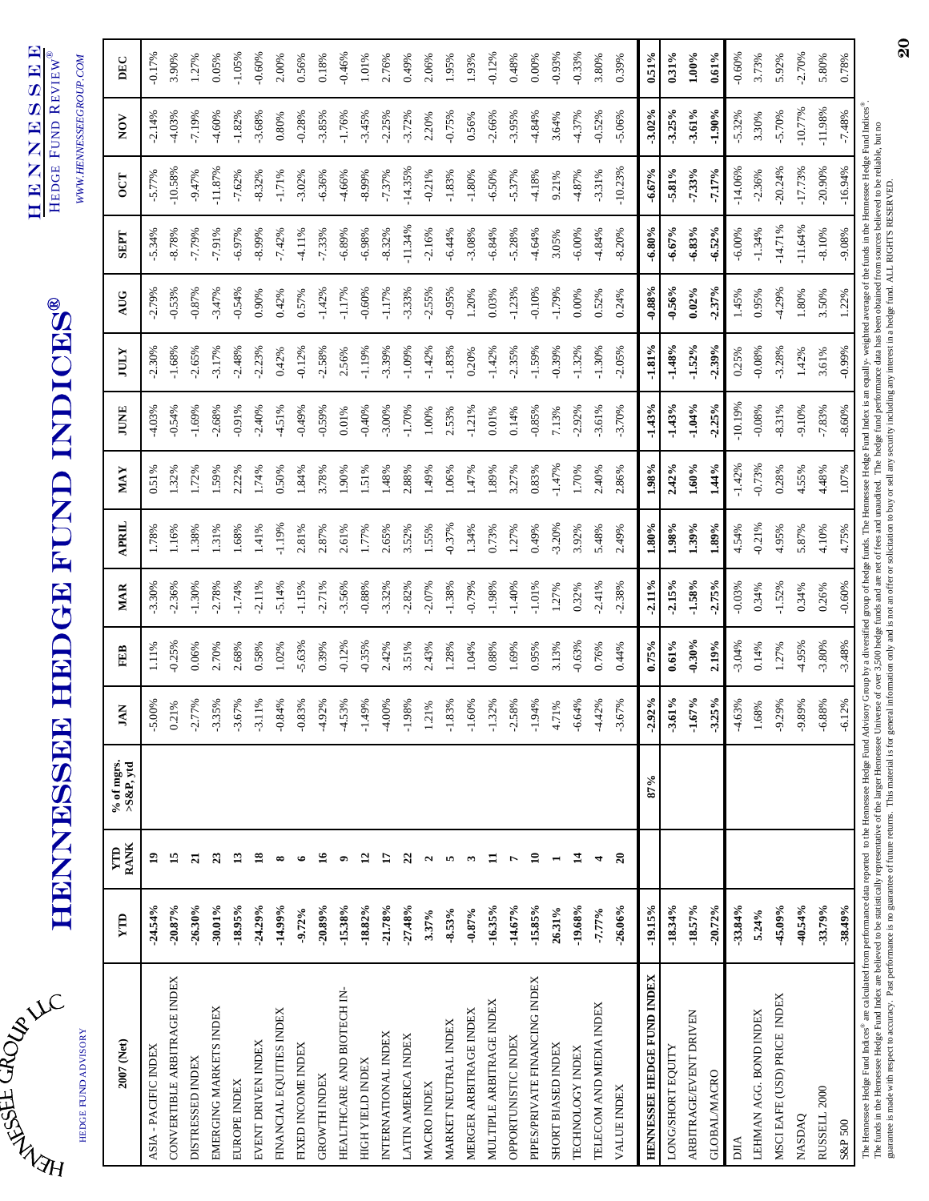# HENNESSEE HEDGE FUND INDICES®

HENNESSEE GROUP LLC
HEDGE FUND ADVISORY

HENNESSEE HEDGE FUND REVIEW®
WWW.HENNESSEEGROUP.COM

| 2007 (Net) | YTD | YTD RANK | % of mgrs. >S&P, ytd | JAN | FEB | MAR | APRIL | MAY | JUNE | JULY | AUG | SEPT | OCT | NOV | DEC |
|---|---|---|---|---|---|---|---|---|---|---|---|---|---|---|---|
| ASIA - PACIFIC INDEX | -24.54% | 19 | | -5.00% | 1.11% | -3.30% | 1.78% | 0.51% | -4.03% | -2.30% | -2.79% | -5.34% | -5.77% | -2.14% | -0.17% |
| CONVERTIBLE ARBITRAGE INDEX | -20.87% | 15 | | 0.21% | -0.25% | -2.36% | 1.16% | 1.32% | -0.54% | -1.68% | -0.53% | -8.78% | -10.58% | -4.03% | 3.90% |
| DISTRESSED INDEX | -26.30% | 21 | | -2.77% | 0.06% | -1.30% | 1.38% | 1.72% | -1.69% | -2.65% | -0.87% | -7.79% | -9.47% | -7.19% | 1.27% |
| EMERGING MARKETS INDEX | -30.01% | 23 | | -3.35% | 2.70% | -2.78% | 1.31% | 1.59% | -2.68% | -3.17% | -3.47% | -7.91% | -11.87% | -4.60% | 0.05% |
| EUROPE INDEX | -18.95% | 13 | | -3.67% | 2.68% | -1.74% | 1.68% | 2.22% | -0.91% | -2.48% | -0.54% | -6.97% | -7.62% | -1.82% | -1.05% |
| EVENT DRIVEN INDEX | -24.29% | 18 | | -3.11% | 0.58% | -2.11% | 1.41% | 1.74% | -2.40% | -2.23% | 0.90% | -8.99% | -8.32% | -3.68% | -0.60% |
| FINANCIAL EQUITIES INDEX | -14.99% | 8 | | -0.84% | 1.02% | -5.14% | -1.19% | 0.50% | -4.51% | 0.42% | 0.42% | -7.42% | -1.71% | 0.80% | 2.00% |
| FIXED INCOME INDEX | -9.72% | 6 | | -0.83% | -5.63% | -1.15% | 2.81% | 1.84% | -0.49% | -0.12% | 0.57% | -4.11% | -3.02% | -0.28% | 0.56% |
| GROWTH INDEX | -20.89% | 16 | | -4.92% | 0.39% | -2.71% | 2.87% | 3.78% | -0.59% | -2.58% | -1.42% | -7.33% | -6.36% | -3.85% | 0.18% |
| HEALTHCARE AND BIOTECH IN- | -15.38% | 9 | | -4.53% | -0.12% | -3.56% | 2.61% | 1.90% | 0.01% | 2.56% | -1.17% | -6.89% | -4.66% | -1.76% | -0.46% |
| HIGH YIELD INDEX | -18.82% | 12 | | -1.49% | -0.35% | -0.88% | 1.77% | 1.51% | -0.40% | -1.19% | -0.60% | -6.98% | -8.99% | -3.45% | 1.01% |
| INTERNATIONAL INDEX | -21.78% | 17 | | -4.00% | 2.42% | -3.32% | 2.65% | 1.48% | -3.00% | -3.39% | -1.17% | -8.32% | -7.37% | -2.25% | 2.76% |
| LATIN AMERICA INDEX | -27.48% | 22 | | -1.98% | 3.51% | -2.82% | 3.52% | 2.88% | -1.70% | -1.09% | -3.33% | -11.34% | -14.35% | -3.72% | 0.49% |
| MACRO INDEX | 3.37% | 2 | | 1.21% | 2.43% | -2.07% | 1.55% | 1.49% | 1.00% | -1.42% | -2.55% | -2.16% | -0.21% | 2.20% | 2.06% |
| MARKET NEUTRAL INDEX | -8.53% | 5 | | -1.83% | 1.28% | -1.38% | -0.37% | 1.06% | 2.53% | -1.83% | -0.95% | -6.44% | -1.83% | -0.75% | 1.95% |
| MERGER ARBITRAGE INDEX | -0.87% | 3 | | -1.60% | 1.04% | -0.79% | 1.34% | 1.47% | -1.21% | 0.20% | 1.20% | -3.08% | -1.80% | 0.56% | 1.93% |
| MULTIPLE ARBITRAGE INDEX | -16.35% | 11 | | -1.32% | 0.88% | -1.98% | 0.73% | 1.89% | 0.01% | -1.42% | 0.03% | -6.84% | -6.50% | -2.66% | -0.12% |
| OPPORTUNISTIC INDEX | -14.67% | 7 | | -2.58% | 1.69% | -1.40% | 1.27% | 3.27% | 0.14% | -2.35% | -1.23% | -5.28% | -5.37% | -3.95% | 0.48% |
| PIPES/PRIVATE FINANCING INDEX | -15.85% | 10 | | -1.94% | 0.95% | -1.01% | 0.49% | 0.83% | -0.85% | -1.59% | -0.10% | -4.64% | -4.18% | -4.84% | 0.00% |
| SHORT BIASED INDEX | 26.31% | 1 | | 4.71% | 3.13% | 1.27% | -3.20% | -1.47% | 7.13% | -0.39% | -1.79% | 3.05% | 9.21% | 3.64% | -0.93% |
| TECHNOLOGY INDEX | -19.68% | 14 | | -6.64% | -0.63% | 0.32% | 3.92% | 1.70% | -2.92% | -1.32% | 0.00% | -6.00% | -4.87% | -4.37% | -0.33% |
| TELECOM AND MEDIA INDEX | -7.77% | 4 | | -4.42% | 0.76% | -2.41% | 5.48% | 2.40% | -3.61% | -1.30% | 0.52% | -4.84% | -3.31% | -0.52% | 3.80% |
| VALUE INDEX | -26.06% | 20 | | -3.67% | 0.44% | -2.38% | 2.49% | 2.86% | -3.70% | -2.05% | 0.24% | -8.20% | -10.23% | -5.06% | 0.39% |
| **HENNESSEE HEDGE FUND INDEX** | **-19.15%** | | **87%** | **-2.92%** | **0.75%** | **-2.11%** | **1.80%** | **1.98%** | **-1.43%** | **-1.81%** | **-0.88%** | **-6.80%** | **-6.67%** | **-3.02%** | **0.51%** |
| LONG/SHORT EQUITY | **-18.34%** | | | **-3.61%** | **0.61%** | **-2.15%** | **1.98%** | **2.42%** | **-1.43%** | **-1.48%** | **-0.56%** | **-6.67%** | **-5.81%** | **-3.25%** | **0.31%** |
| ARBITRAGE/EVENT DRIVEN | **-18.57%** | | | **-1.67%** | **-0.30%** | **-1.58%** | **1.39%** | **1.60%** | **-1.04%** | **-1.52%** | **0.02%** | **-6.83%** | **-7.33%** | **-3.61%** | **1.00%** |
| GLOBAL/MACRO | **-20.72%** | | | **-3.25%** | **2.19%** | **-2.75%** | **1.89%** | **1.44%** | **-2.25%** | **-2.39%** | **-2.37%** | **-6.52%** | **-7.17%** | **-1.90%** | **0.61%** |
| DJIA | **-33.84%** | | | -4.63% | -3.04% | -0.03% | 4.54% | -1.42% | -10.19% | 0.25% | 1.45% | -6.00% | -14.06% | -5.32% | -0.60% |
| LEHMAN AGG. BOND INDEX | **5.24%** | | | 1.68% | 0.14% | 0.34% | -0.21% | -0.73% | -0.08% | -0.08% | 0.95% | -1.34% | -2.36% | 3.30% | 3.73% |
| MSCI EAFE (USD) PRICE INDEX | **-45.09%** | | | -9.29% | 1.27% | -1.52% | 4.95% | 0.28% | -8.31% | -3.28% | -4.29% | -14.71% | -20.24% | -5.70% | 5.92% |
| NASDAQ | **-40.54%** | | | -9.89% | -4.95% | 0.34% | 5.87% | 4.55% | -9.10% | 1.42% | 1.80% | -11.64% | -17.73% | -10.77% | -2.70% |
| RUSSELL 2000 | **-33.79%** | | | -6.88% | -3.80% | 0.26% | 4.10% | 4.48% | -7.83% | 3.61% | 3.50% | -8.10% | -20.90% | -11.98% | 5.80% |
| S&P 500 | **-38.49%** | | | -6.12% | -3.48% | -0.60% | 4.75% | 1.07% | -8.60% | -0.99% | 1.22% | -9.08% | -16.94% | -7.48% | 0.78% |

The Hennessee Hedge Fund Indices® are calculated from performance data reported to the Hennessee Hedge Fund Advisory Group by a diversified group of hedge funds. The Hennessee Hedge Fund Index is an equally- weighted average of the funds in the Hennessee Hedge Fund Indices®. The funds in the Hennessee Hedge Fund Index are believed to be statistically representative of the larger Hennessee Universe of over 3,500 hedge funds and are net of fees and unaudited. The hedge fund performance data has been obtained from sources believed to be reliable, but no guarantee is made with respect to accuracy. Past performance is no guarantee of future returns. This material is for general information only and is not an offer or solicitation to buy or sell any security including any interest in a hedge fund. ALL RIGHTS RESERVED.